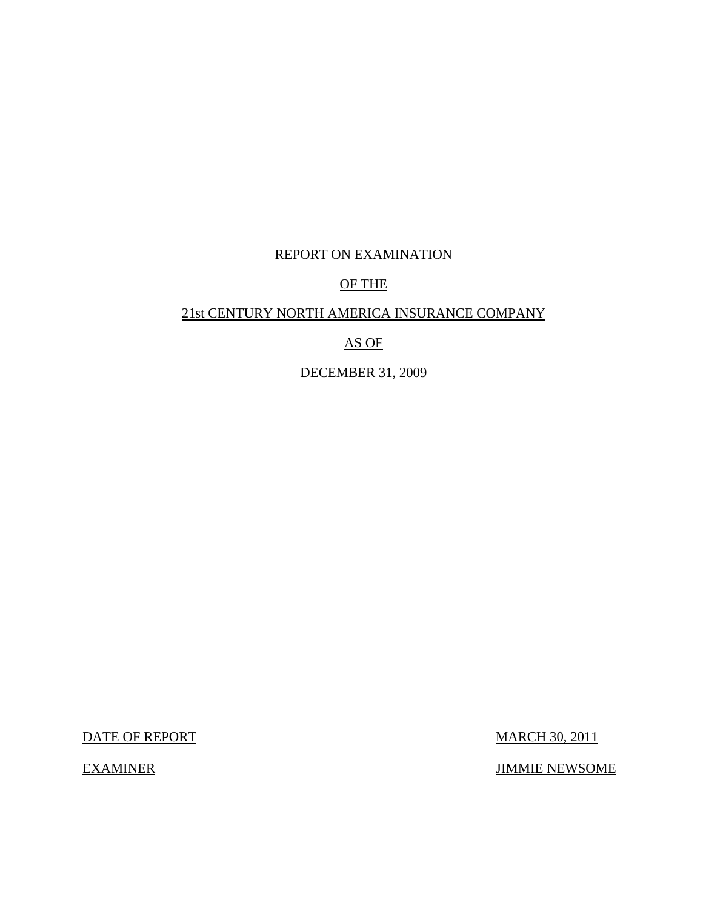# REPORT ON EXAMINATION

# OF THE

# 21st CENTURY NORTH AMERICA INSURANCE COMPANY

# AS OF

# DECEMBER 31, 2009

| | |
|---|---|
| DATE OF REPORT | MARCH 30, 2011 |
| EXAMINER | JIMMIE NEWSOME |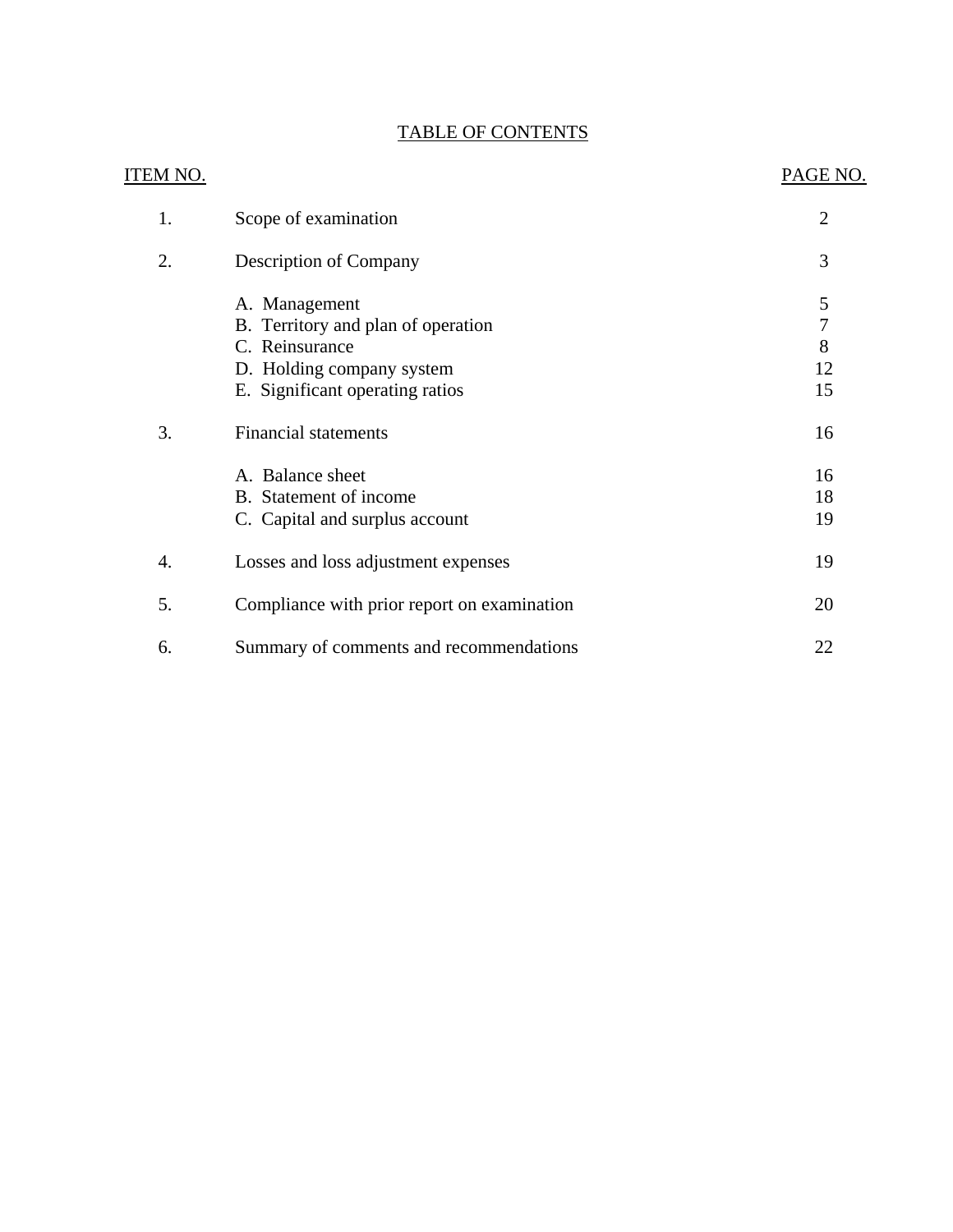# TABLE OF CONTENTS

| ITEM NO. | | PAGE NO. |
|---|---|---|
| 1. | Scope of examination | 2 |
| 2. | Description of Company | 3 |
| | A. Management | 5 |
| | B. Territory and plan of operation | 7 |
| | C. Reinsurance | 8 |
| | D. Holding company system | 12 |
| | E. Significant operating ratios | 15 |
| 3. | Financial statements | 16 |
| | A. Balance sheet | 16 |
| | B. Statement of income | 18 |
| | C. Capital and surplus account | 19 |
| 4. | Losses and loss adjustment expenses | 19 |
| 5. | Compliance with prior report on examination | 20 |
| 6. | Summary of comments and recommendations | 22 |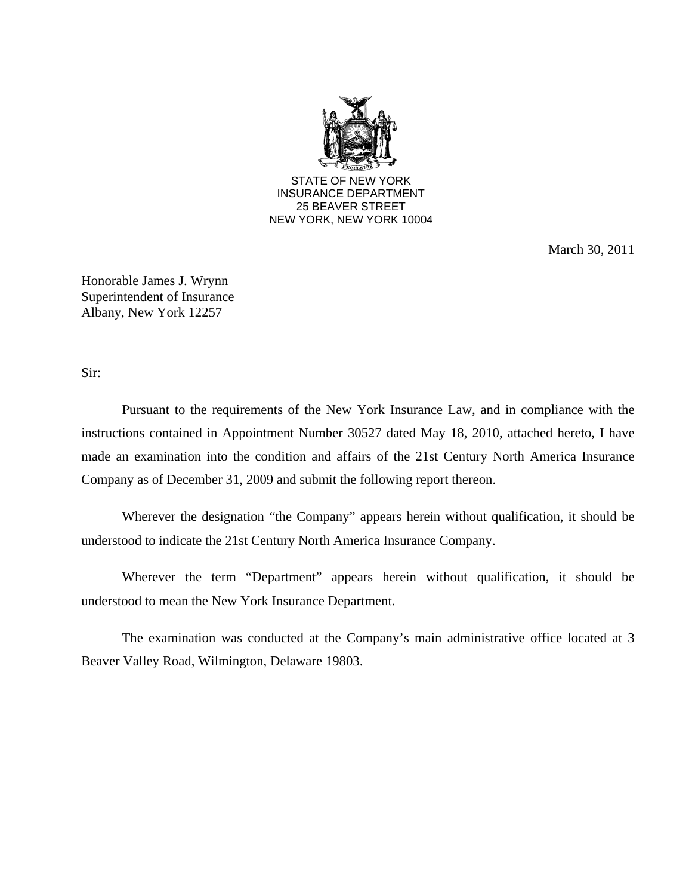STATE OF NEW YORK
INSURANCE DEPARTMENT
25 BEAVER STREET
NEW YORK, NEW YORK 10004

March 30, 2011

Honorable James J. Wrynn
Superintendent of Insurance
Albany, New York 12257

Sir:

Pursuant to the requirements of the New York Insurance Law, and in compliance with the instructions contained in Appointment Number 30527 dated May 18, 2010, attached hereto, I have made an examination into the condition and affairs of the 21st Century North America Insurance Company as of December 31, 2009 and submit the following report thereon.

Wherever the designation "the Company" appears herein without qualification, it should be understood to indicate the 21st Century North America Insurance Company.

Wherever the term "Department" appears herein without qualification, it should be understood to mean the New York Insurance Department.

The examination was conducted at the Company's main administrative office located at 3 Beaver Valley Road, Wilmington, Delaware 19803.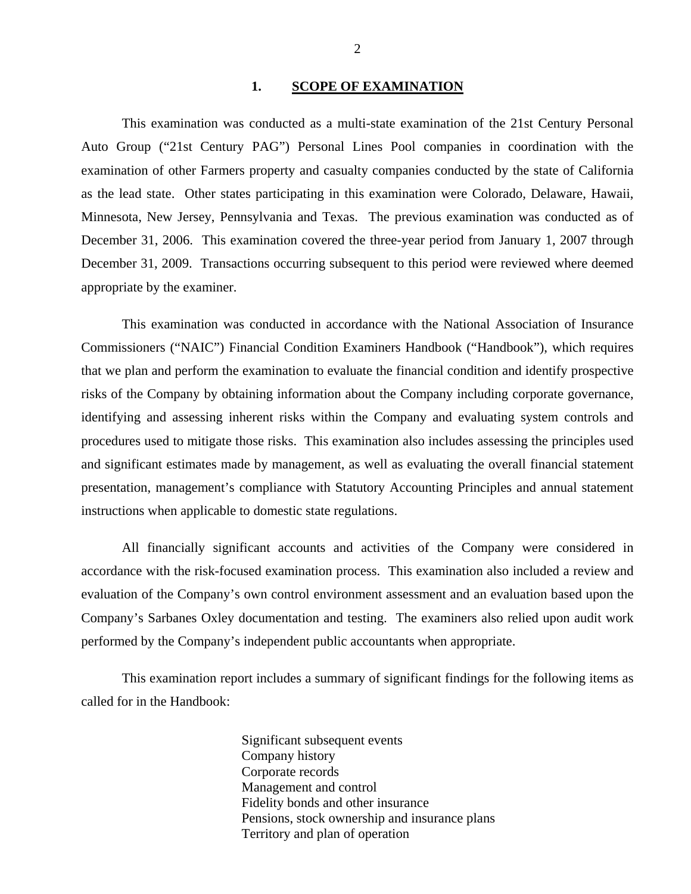## 1. SCOPE OF EXAMINATION

This examination was conducted as a multi-state examination of the 21st Century Personal Auto Group ("21st Century PAG") Personal Lines Pool companies in coordination with the examination of other Farmers property and casualty companies conducted by the state of California as the lead state. Other states participating in this examination were Colorado, Delaware, Hawaii, Minnesota, New Jersey, Pennsylvania and Texas. The previous examination was conducted as of December 31, 2006. This examination covered the three-year period from January 1, 2007 through December 31, 2009. Transactions occurring subsequent to this period were reviewed where deemed appropriate by the examiner.

This examination was conducted in accordance with the National Association of Insurance Commissioners ("NAIC") Financial Condition Examiners Handbook ("Handbook"), which requires that we plan and perform the examination to evaluate the financial condition and identify prospective risks of the Company by obtaining information about the Company including corporate governance, identifying and assessing inherent risks within the Company and evaluating system controls and procedures used to mitigate those risks. This examination also includes assessing the principles used and significant estimates made by management, as well as evaluating the overall financial statement presentation, management's compliance with Statutory Accounting Principles and annual statement instructions when applicable to domestic state regulations.

All financially significant accounts and activities of the Company were considered in accordance with the risk-focused examination process. This examination also included a review and evaluation of the Company's own control environment assessment and an evaluation based upon the Company's Sarbanes Oxley documentation and testing. The examiners also relied upon audit work performed by the Company's independent public accountants when appropriate.

This examination report includes a summary of significant findings for the following items as called for in the Handbook:

Significant subsequent events
Company history
Corporate records
Management and control
Fidelity bonds and other insurance
Pensions, stock ownership and insurance plans
Territory and plan of operation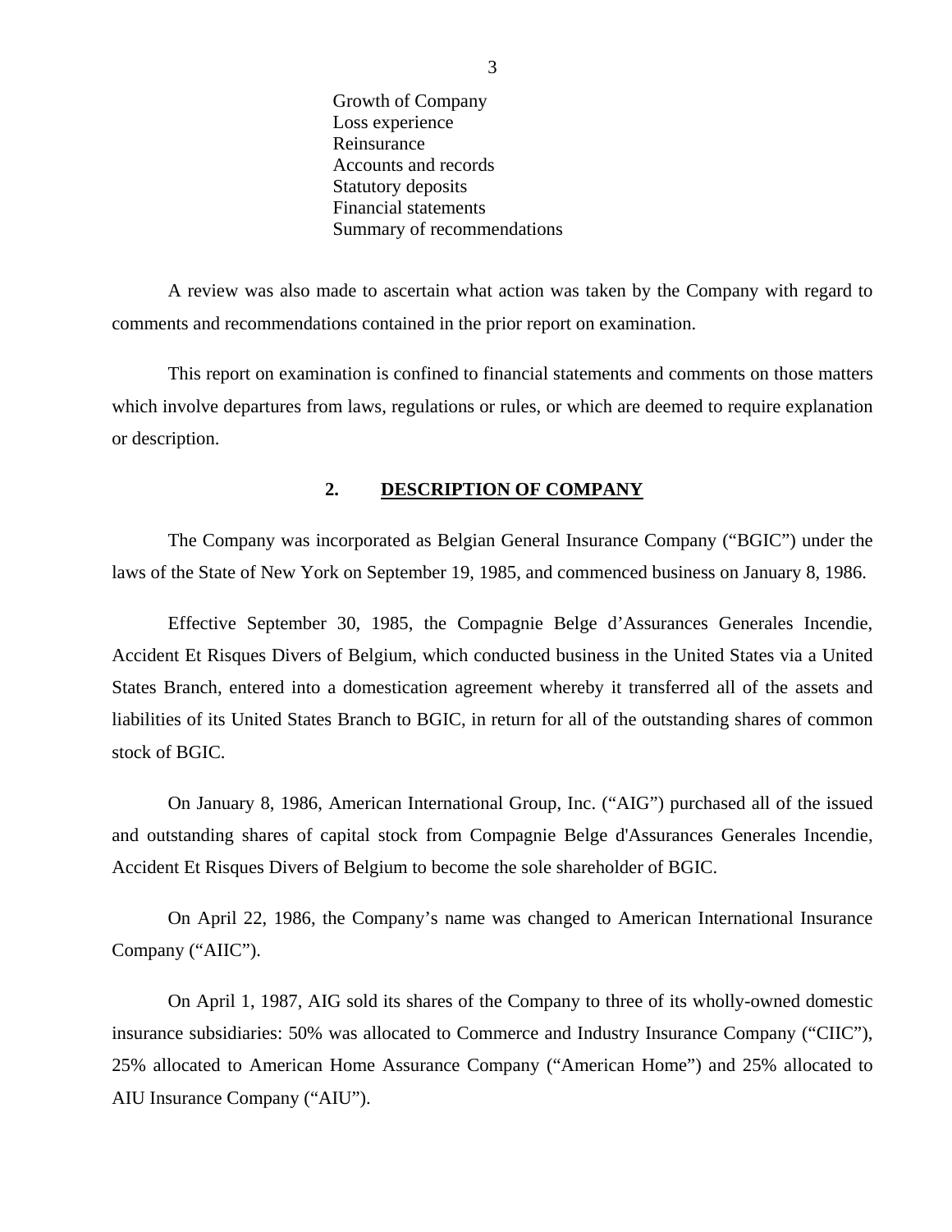Growth of Company
Loss experience
Reinsurance
Accounts and records
Statutory deposits
Financial statements
Summary of recommendations

A review was also made to ascertain what action was taken by the Company with regard to comments and recommendations contained in the prior report on examination.

This report on examination is confined to financial statements and comments on those matters which involve departures from laws, regulations or rules, or which are deemed to require explanation or description.

## 2. DESCRIPTION OF COMPANY

The Company was incorporated as Belgian General Insurance Company ("BGIC") under the laws of the State of New York on September 19, 1985, and commenced business on January 8, 1986.

Effective September 30, 1985, the Compagnie Belge d'Assurances Generales Incendie, Accident Et Risques Divers of Belgium, which conducted business in the United States via a United States Branch, entered into a domestication agreement whereby it transferred all of the assets and liabilities of its United States Branch to BGIC, in return for all of the outstanding shares of common stock of BGIC.

On January 8, 1986, American International Group, Inc. ("AIG") purchased all of the issued and outstanding shares of capital stock from Compagnie Belge d'Assurances Generales Incendie, Accident Et Risques Divers of Belgium to become the sole shareholder of BGIC.

On April 22, 1986, the Company's name was changed to American International Insurance Company ("AIIC").

On April 1, 1987, AIG sold its shares of the Company to three of its wholly-owned domestic insurance subsidiaries: 50% was allocated to Commerce and Industry Insurance Company ("CIIC"), 25% allocated to American Home Assurance Company ("American Home") and 25% allocated to AIU Insurance Company ("AIU").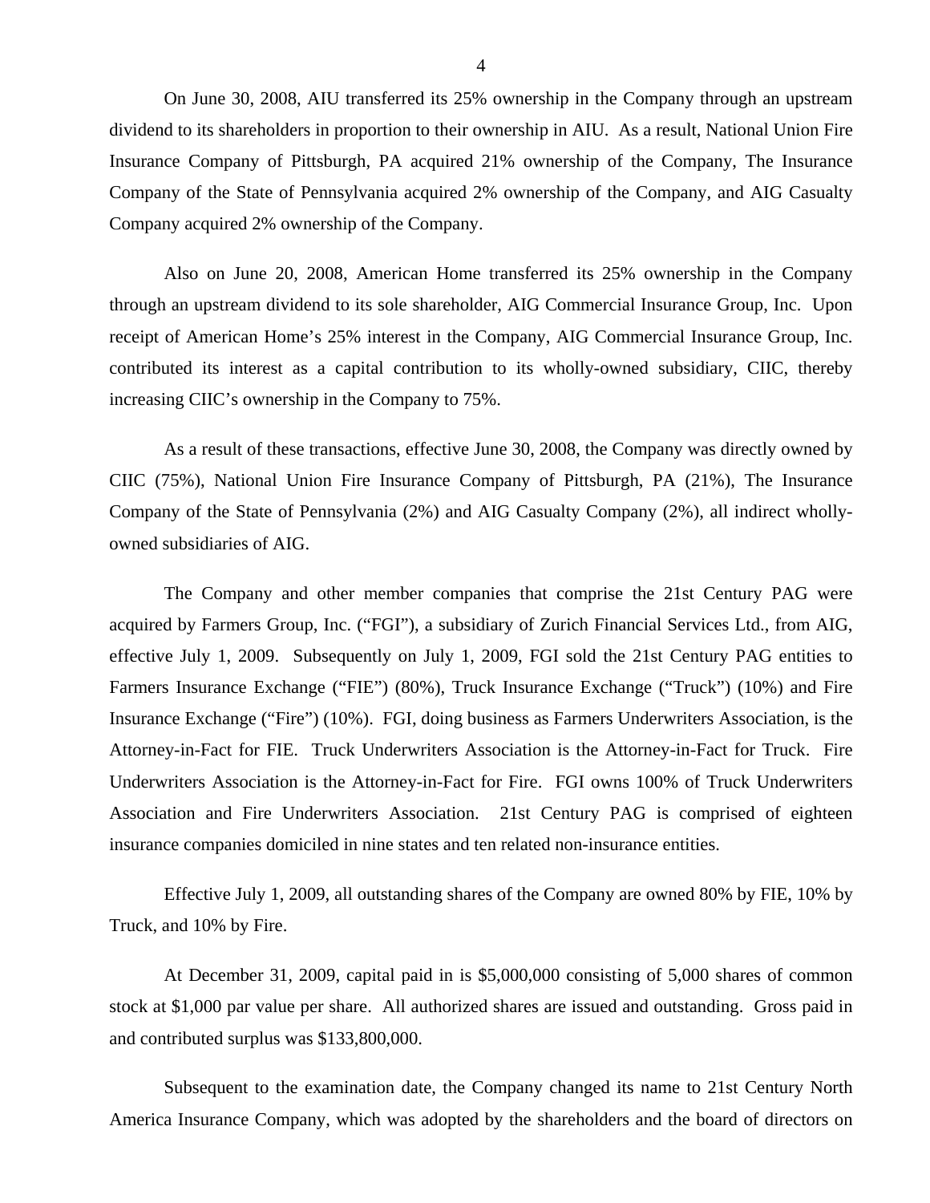On June 30, 2008, AIU transferred its 25% ownership in the Company through an upstream dividend to its shareholders in proportion to their ownership in AIU. As a result, National Union Fire Insurance Company of Pittsburgh, PA acquired 21% ownership of the Company, The Insurance Company of the State of Pennsylvania acquired 2% ownership of the Company, and AIG Casualty Company acquired 2% ownership of the Company.

Also on June 20, 2008, American Home transferred its 25% ownership in the Company through an upstream dividend to its sole shareholder, AIG Commercial Insurance Group, Inc. Upon receipt of American Home's 25% interest in the Company, AIG Commercial Insurance Group, Inc. contributed its interest as a capital contribution to its wholly-owned subsidiary, CIIC, thereby increasing CIIC's ownership in the Company to 75%.

As a result of these transactions, effective June 30, 2008, the Company was directly owned by CIIC (75%), National Union Fire Insurance Company of Pittsburgh, PA (21%), The Insurance Company of the State of Pennsylvania (2%) and AIG Casualty Company (2%), all indirect wholly-owned subsidiaries of AIG.

The Company and other member companies that comprise the 21st Century PAG were acquired by Farmers Group, Inc. ("FGI"), a subsidiary of Zurich Financial Services Ltd., from AIG, effective July 1, 2009. Subsequently on July 1, 2009, FGI sold the 21st Century PAG entities to Farmers Insurance Exchange ("FIE") (80%), Truck Insurance Exchange ("Truck") (10%) and Fire Insurance Exchange ("Fire") (10%). FGI, doing business as Farmers Underwriters Association, is the Attorney-in-Fact for FIE. Truck Underwriters Association is the Attorney-in-Fact for Truck. Fire Underwriters Association is the Attorney-in-Fact for Fire. FGI owns 100% of Truck Underwriters Association and Fire Underwriters Association. 21st Century PAG is comprised of eighteen insurance companies domiciled in nine states and ten related non-insurance entities.

Effective July 1, 2009, all outstanding shares of the Company are owned 80% by FIE, 10% by Truck, and 10% by Fire.

At December 31, 2009, capital paid in is $5,000,000 consisting of 5,000 shares of common stock at $1,000 par value per share. All authorized shares are issued and outstanding. Gross paid in and contributed surplus was $133,800,000.

Subsequent to the examination date, the Company changed its name to 21st Century North America Insurance Company, which was adopted by the shareholders and the board of directors on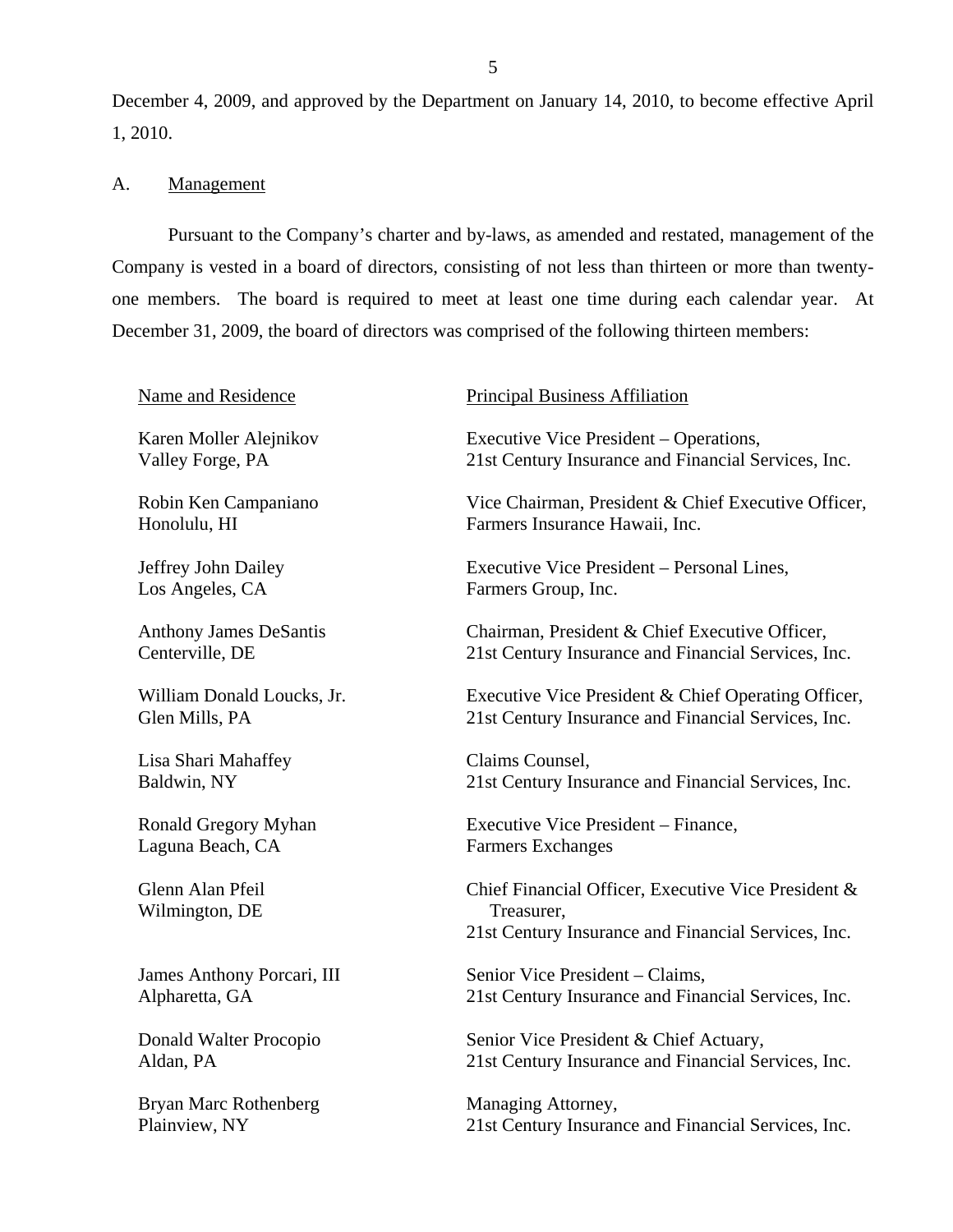December 4, 2009, and approved by the Department on January 14, 2010, to become effective April 1, 2010.

A. Management

Pursuant to the Company's charter and by-laws, as amended and restated, management of the Company is vested in a board of directors, consisting of not less than thirteen or more than twenty-one members. The board is required to meet at least one time during each calendar year. At December 31, 2009, the board of directors was comprised of the following thirteen members:

| Name and Residence | Principal Business Affiliation |
|---|---|
| Karen Moller Alejnikov<br>Valley Forge, PA | Executive Vice President – Operations,<br>21st Century Insurance and Financial Services, Inc. |
| Robin Ken Campaniano<br>Honolulu, HI | Vice Chairman, President & Chief Executive Officer,<br>Farmers Insurance Hawaii, Inc. |
| Jeffrey John Dailey<br>Los Angeles, CA | Executive Vice President – Personal Lines,<br>Farmers Group, Inc. |
| Anthony James DeSantis<br>Centerville, DE | Chairman, President & Chief Executive Officer,<br>21st Century Insurance and Financial Services, Inc. |
| William Donald Loucks, Jr.<br>Glen Mills, PA | Executive Vice President & Chief Operating Officer,<br>21st Century Insurance and Financial Services, Inc. |
| Lisa Shari Mahaffey<br>Baldwin, NY | Claims Counsel,<br>21st Century Insurance and Financial Services, Inc. |
| Ronald Gregory Myhan<br>Laguna Beach, CA | Executive Vice President – Finance,<br>Farmers Exchanges |
| Glenn Alan Pfeil<br>Wilmington, DE | Chief Financial Officer, Executive Vice President & Treasurer,<br>21st Century Insurance and Financial Services, Inc. |
| James Anthony Porcari, III<br>Alpharetta, GA | Senior Vice President – Claims,<br>21st Century Insurance and Financial Services, Inc. |
| Donald Walter Procopio<br>Aldan, PA | Senior Vice President & Chief Actuary,<br>21st Century Insurance and Financial Services, Inc. |
| Bryan Marc Rothenberg<br>Plainview, NY | Managing Attorney,<br>21st Century Insurance and Financial Services, Inc. |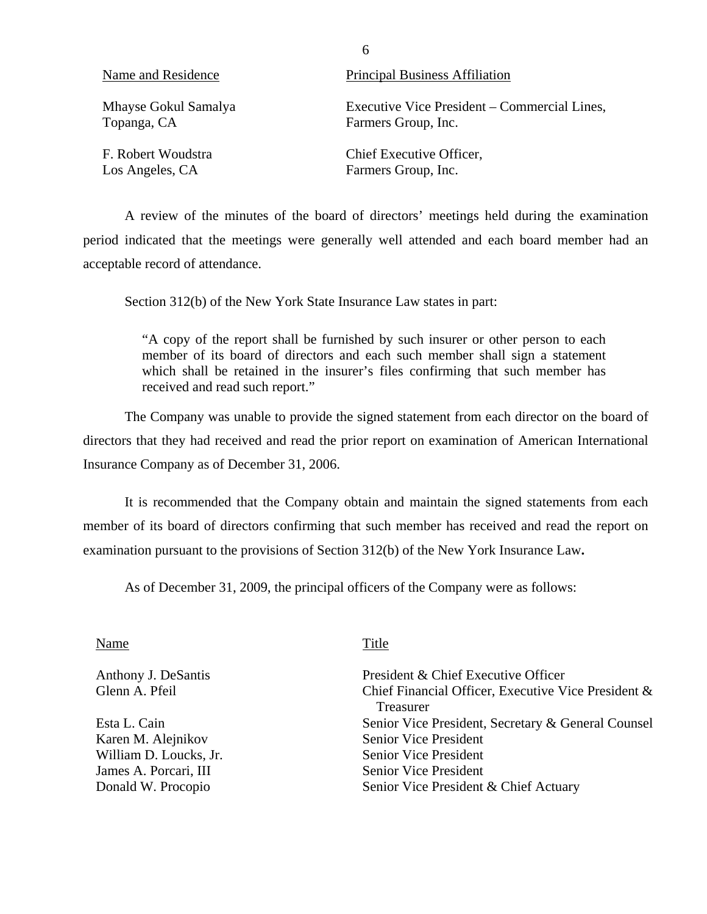| Name and Residence | Principal Business Affiliation |
| --- | --- |
| Mhayse Gokul Samalya<br>Topanga, CA | Executive Vice President – Commercial Lines,<br>Farmers Group, Inc. |
| F. Robert Woudstra<br>Los Angeles, CA | Chief Executive Officer,<br>Farmers Group, Inc. |

A review of the minutes of the board of directors' meetings held during the examination period indicated that the meetings were generally well attended and each board member had an acceptable record of attendance.

Section 312(b) of the New York State Insurance Law states in part:

> "A copy of the report shall be furnished by such insurer or other person to each member of its board of directors and each such member shall sign a statement which shall be retained in the insurer's files confirming that such member has received and read such report."

The Company was unable to provide the signed statement from each director on the board of directors that they had received and read the prior report on examination of American International Insurance Company as of December 31, 2006.

It is recommended that the Company obtain and maintain the signed statements from each member of its board of directors confirming that such member has received and read the report on examination pursuant to the provisions of Section 312(b) of the New York Insurance Law**.**

As of December 31, 2009, the principal officers of the Company were as follows:

| Name | Title |
| --- | --- |
| Anthony J. DeSantis | President & Chief Executive Officer |
| Glenn A. Pfeil | Chief Financial Officer, Executive Vice President & Treasurer |
| Esta L. Cain | Senior Vice President, Secretary & General Counsel |
| Karen M. Alejnikov | Senior Vice President |
| William D. Loucks, Jr. | Senior Vice President |
| James A. Porcari, III | Senior Vice President |
| Donald W. Procopio | Senior Vice President & Chief Actuary |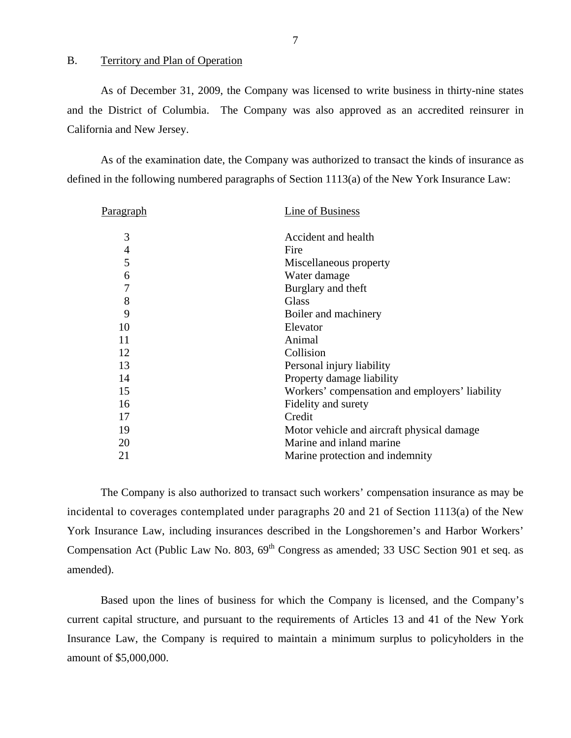## B. Territory and Plan of Operation

As of December 31, 2009, the Company was licensed to write business in thirty-nine states and the District of Columbia. The Company was also approved as an accredited reinsurer in California and New Jersey.

As of the examination date, the Company was authorized to transact the kinds of insurance as defined in the following numbered paragraphs of Section 1113(a) of the New York Insurance Law:

| Paragraph | Line of Business |
|---|---|
| 3 | Accident and health |
| 4 | Fire |
| 5 | Miscellaneous property |
| 6 | Water damage |
| 7 | Burglary and theft |
| 8 | Glass |
| 9 | Boiler and machinery |
| 10 | Elevator |
| 11 | Animal |
| 12 | Collision |
| 13 | Personal injury liability |
| 14 | Property damage liability |
| 15 | Workers' compensation and employers' liability |
| 16 | Fidelity and surety |
| 17 | Credit |
| 19 | Motor vehicle and aircraft physical damage |
| 20 | Marine and inland marine |
| 21 | Marine protection and indemnity |

The Company is also authorized to transact such workers' compensation insurance as may be incidental to coverages contemplated under paragraphs 20 and 21 of Section 1113(a) of the New York Insurance Law, including insurances described in the Longshoremen's and Harbor Workers' Compensation Act (Public Law No. 803, 69th Congress as amended; 33 USC Section 901 et seq. as amended).

Based upon the lines of business for which the Company is licensed, and the Company's current capital structure, and pursuant to the requirements of Articles 13 and 41 of the New York Insurance Law, the Company is required to maintain a minimum surplus to policyholders in the amount of $5,000,000.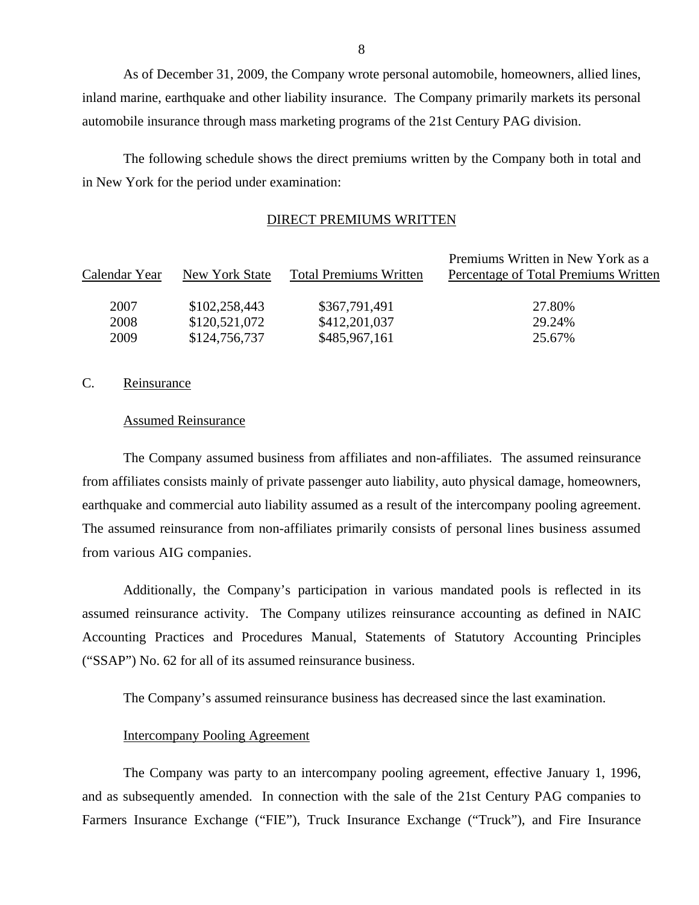As of December 31, 2009, the Company wrote personal automobile, homeowners, allied lines, inland marine, earthquake and other liability insurance. The Company primarily markets its personal automobile insurance through mass marketing programs of the 21st Century PAG division.

The following schedule shows the direct premiums written by the Company both in total and in New York for the period under examination:

DIRECT PREMIUMS WRITTEN

| Calendar Year | New York State | Total Premiums Written | Premiums Written in New York as a Percentage of Total Premiums Written |
|---|---|---|---|
| 2007 | $102,258,443 | $367,791,491 | 27.80% |
| 2008 | $120,521,072 | $412,201,037 | 29.24% |
| 2009 | $124,756,737 | $485,967,161 | 25.67% |

## C. Reinsurance

### Assumed Reinsurance

The Company assumed business from affiliates and non-affiliates. The assumed reinsurance from affiliates consists mainly of private passenger auto liability, auto physical damage, homeowners, earthquake and commercial auto liability assumed as a result of the intercompany pooling agreement. The assumed reinsurance from non-affiliates primarily consists of personal lines business assumed from various AIG companies.

Additionally, the Company's participation in various mandated pools is reflected in its assumed reinsurance activity. The Company utilizes reinsurance accounting as defined in NAIC Accounting Practices and Procedures Manual, Statements of Statutory Accounting Principles ("SSAP") No. 62 for all of its assumed reinsurance business.

The Company's assumed reinsurance business has decreased since the last examination.

### Intercompany Pooling Agreement

The Company was party to an intercompany pooling agreement, effective January 1, 1996, and as subsequently amended. In connection with the sale of the 21st Century PAG companies to Farmers Insurance Exchange ("FIE"), Truck Insurance Exchange ("Truck"), and Fire Insurance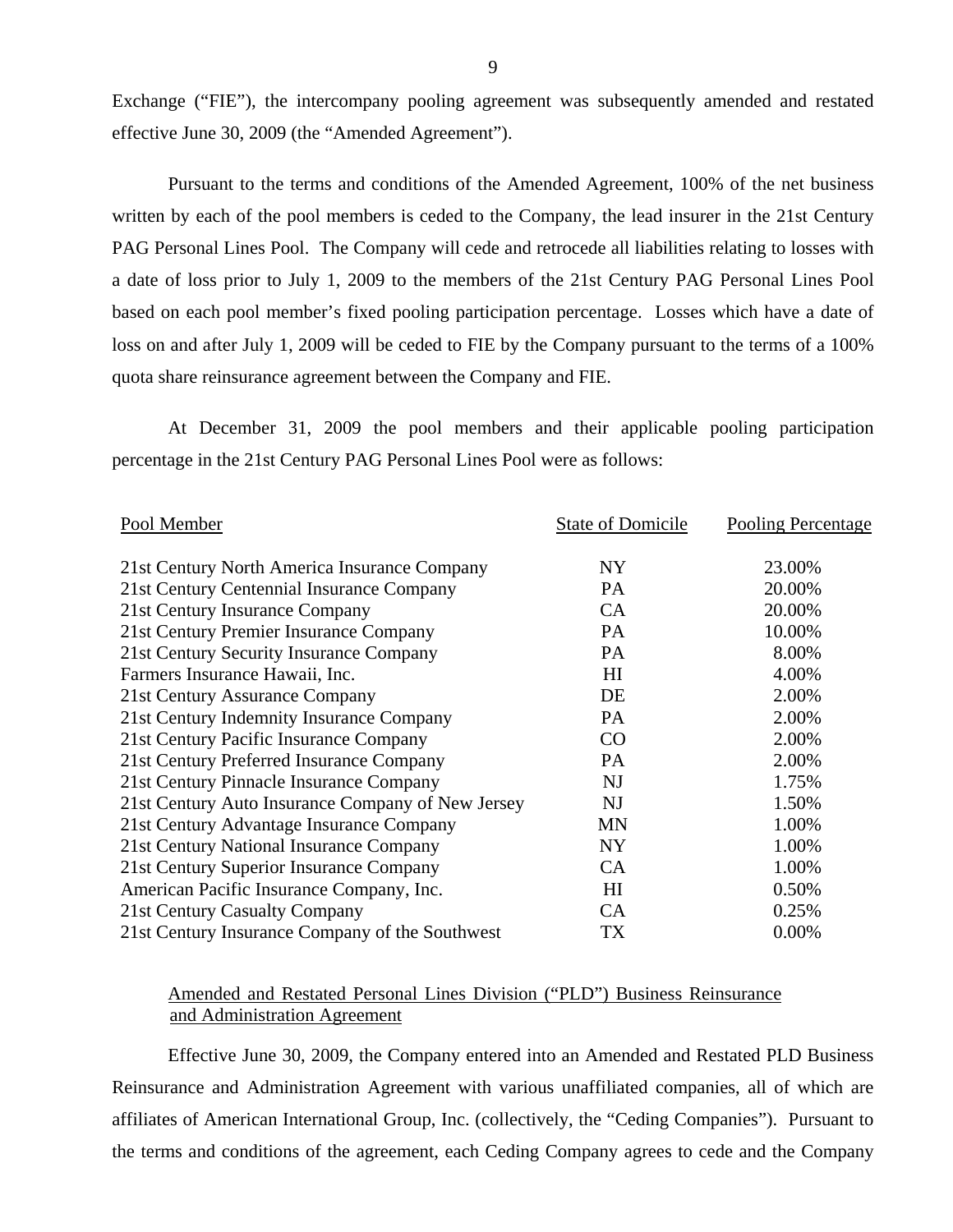Exchange ("FIE"), the intercompany pooling agreement was subsequently amended and restated effective June 30, 2009 (the "Amended Agreement").

Pursuant to the terms and conditions of the Amended Agreement, 100% of the net business written by each of the pool members is ceded to the Company, the lead insurer in the 21st Century PAG Personal Lines Pool. The Company will cede and retrocede all liabilities relating to losses with a date of loss prior to July 1, 2009 to the members of the 21st Century PAG Personal Lines Pool based on each pool member's fixed pooling participation percentage. Losses which have a date of loss on and after July 1, 2009 will be ceded to FIE by the Company pursuant to the terms of a 100% quota share reinsurance agreement between the Company and FIE.

At December 31, 2009 the pool members and their applicable pooling participation percentage in the 21st Century PAG Personal Lines Pool were as follows:

| Pool Member | State of Domicile | Pooling Percentage |
|---|---|---|
| 21st Century North America Insurance Company | NY | 23.00% |
| 21st Century Centennial Insurance Company | PA | 20.00% |
| 21st Century Insurance Company | CA | 20.00% |
| 21st Century Premier Insurance Company | PA | 10.00% |
| 21st Century Security Insurance Company | PA | 8.00% |
| Farmers Insurance Hawaii, Inc. | HI | 4.00% |
| 21st Century Assurance Company | DE | 2.00% |
| 21st Century Indemnity Insurance Company | PA | 2.00% |
| 21st Century Pacific Insurance Company | CO | 2.00% |
| 21st Century Preferred Insurance Company | PA | 2.00% |
| 21st Century Pinnacle Insurance Company | NJ | 1.75% |
| 21st Century Auto Insurance Company of New Jersey | NJ | 1.50% |
| 21st Century Advantage Insurance Company | MN | 1.00% |
| 21st Century National Insurance Company | NY | 1.00% |
| 21st Century Superior Insurance Company | CA | 1.00% |
| American Pacific Insurance Company, Inc. | HI | 0.50% |
| 21st Century Casualty Company | CA | 0.25% |
| 21st Century Insurance Company of the Southwest | TX | 0.00% |

Amended and Restated Personal Lines Division ("PLD") Business Reinsurance and Administration Agreement

Effective June 30, 2009, the Company entered into an Amended and Restated PLD Business Reinsurance and Administration Agreement with various unaffiliated companies, all of which are affiliates of American International Group, Inc. (collectively, the "Ceding Companies"). Pursuant to the terms and conditions of the agreement, each Ceding Company agrees to cede and the Company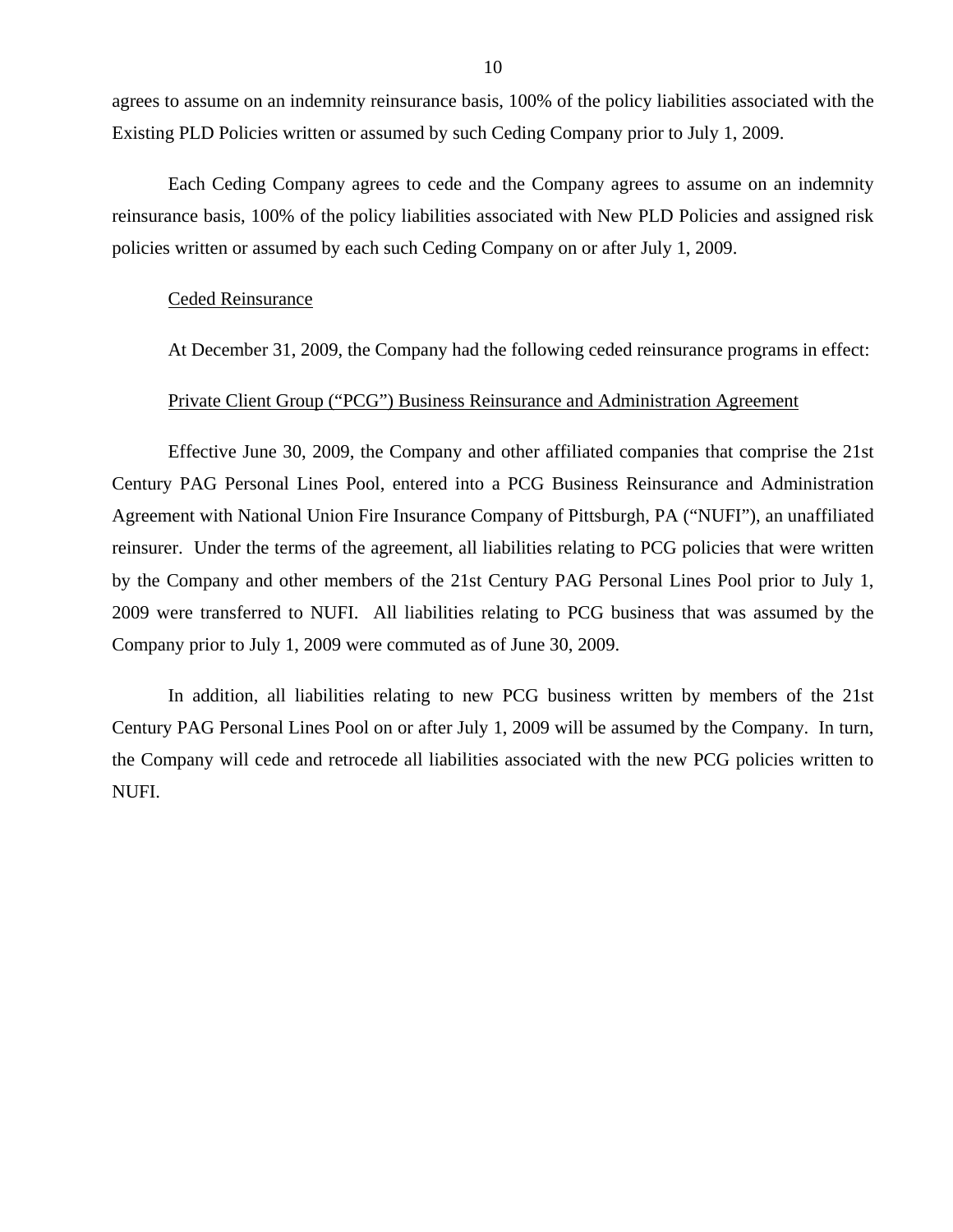agrees to assume on an indemnity reinsurance basis, 100% of the policy liabilities associated with the Existing PLD Policies written or assumed by such Ceding Company prior to July 1, 2009.

Each Ceding Company agrees to cede and the Company agrees to assume on an indemnity reinsurance basis, 100% of the policy liabilities associated with New PLD Policies and assigned risk policies written or assumed by each such Ceding Company on or after July 1, 2009.

Ceded Reinsurance

At December 31, 2009, the Company had the following ceded reinsurance programs in effect:

Private Client Group ("PCG") Business Reinsurance and Administration Agreement

Effective June 30, 2009, the Company and other affiliated companies that comprise the 21st Century PAG Personal Lines Pool, entered into a PCG Business Reinsurance and Administration Agreement with National Union Fire Insurance Company of Pittsburgh, PA ("NUFI"), an unaffiliated reinsurer. Under the terms of the agreement, all liabilities relating to PCG policies that were written by the Company and other members of the 21st Century PAG Personal Lines Pool prior to July 1, 2009 were transferred to NUFI. All liabilities relating to PCG business that was assumed by the Company prior to July 1, 2009 were commuted as of June 30, 2009.

In addition, all liabilities relating to new PCG business written by members of the 21st Century PAG Personal Lines Pool on or after July 1, 2009 will be assumed by the Company. In turn, the Company will cede and retrocede all liabilities associated with the new PCG policies written to NUFI.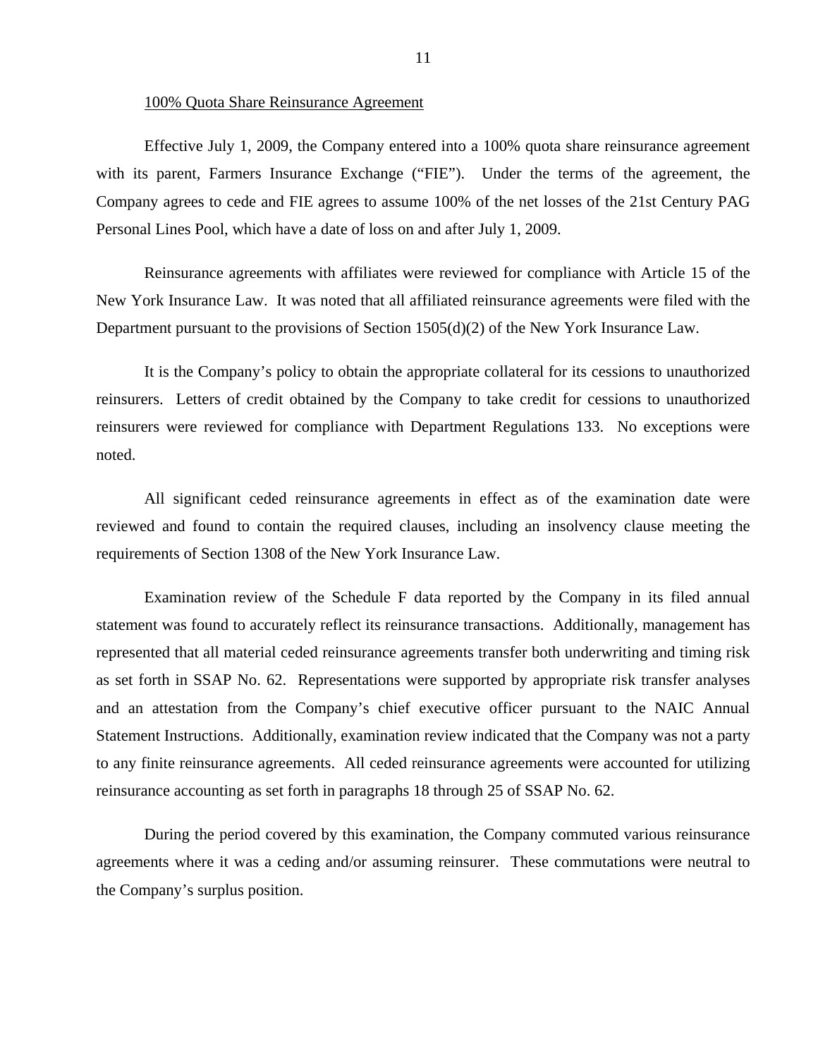<u>100% Quota Share Reinsurance Agreement</u>

Effective July 1, 2009, the Company entered into a 100% quota share reinsurance agreement with its parent, Farmers Insurance Exchange ("FIE"). Under the terms of the agreement, the Company agrees to cede and FIE agrees to assume 100% of the net losses of the 21st Century PAG Personal Lines Pool, which have a date of loss on and after July 1, 2009.

Reinsurance agreements with affiliates were reviewed for compliance with Article 15 of the New York Insurance Law. It was noted that all affiliated reinsurance agreements were filed with the Department pursuant to the provisions of Section 1505(d)(2) of the New York Insurance Law.

It is the Company's policy to obtain the appropriate collateral for its cessions to unauthorized reinsurers. Letters of credit obtained by the Company to take credit for cessions to unauthorized reinsurers were reviewed for compliance with Department Regulations 133. No exceptions were noted.

All significant ceded reinsurance agreements in effect as of the examination date were reviewed and found to contain the required clauses, including an insolvency clause meeting the requirements of Section 1308 of the New York Insurance Law.

Examination review of the Schedule F data reported by the Company in its filed annual statement was found to accurately reflect its reinsurance transactions. Additionally, management has represented that all material ceded reinsurance agreements transfer both underwriting and timing risk as set forth in SSAP No. 62. Representations were supported by appropriate risk transfer analyses and an attestation from the Company's chief executive officer pursuant to the NAIC Annual Statement Instructions. Additionally, examination review indicated that the Company was not a party to any finite reinsurance agreements. All ceded reinsurance agreements were accounted for utilizing reinsurance accounting as set forth in paragraphs 18 through 25 of SSAP No. 62.

During the period covered by this examination, the Company commuted various reinsurance agreements where it was a ceding and/or assuming reinsurer. These commutations were neutral to the Company's surplus position.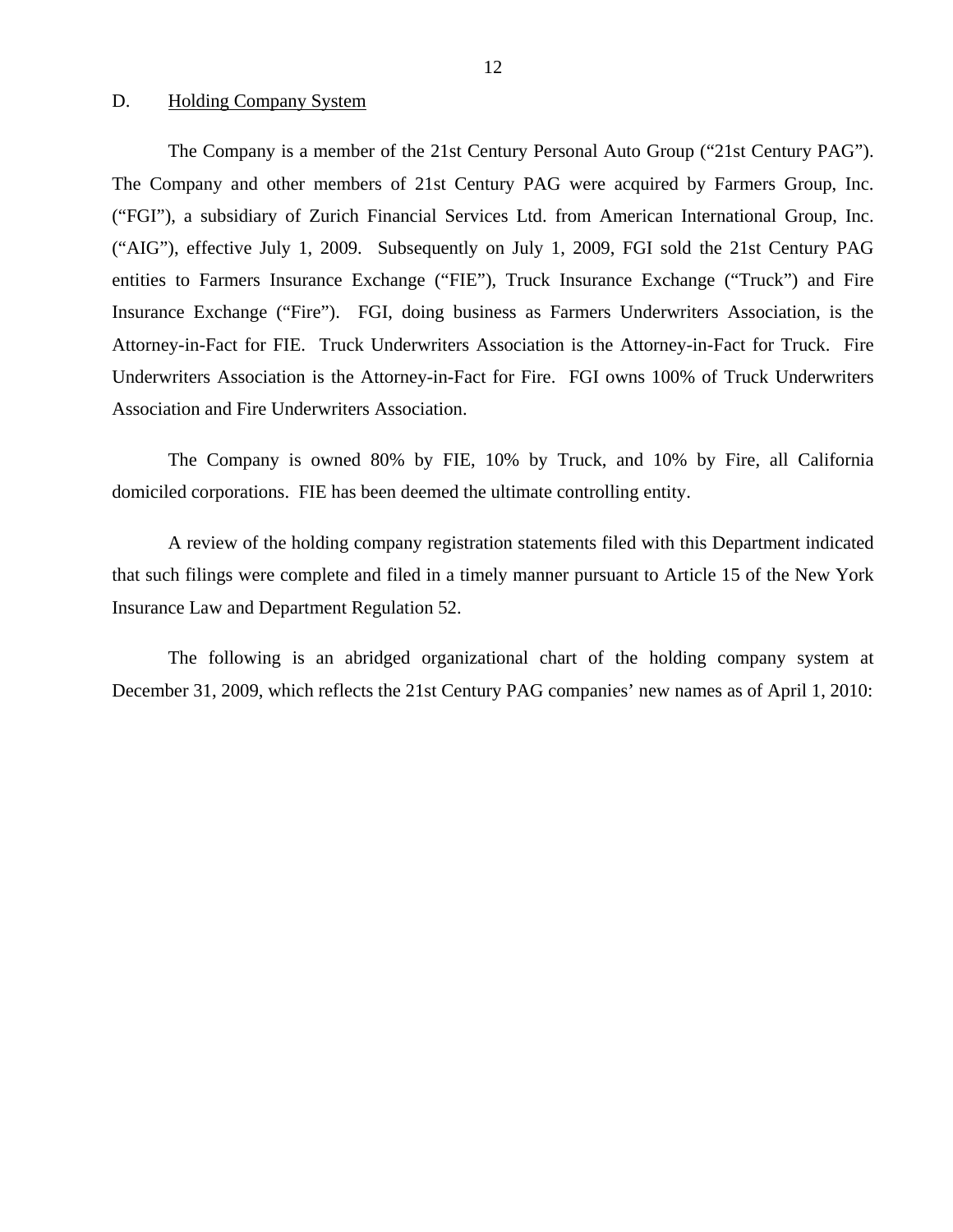D. Holding Company System

The Company is a member of the 21st Century Personal Auto Group ("21st Century PAG"). The Company and other members of 21st Century PAG were acquired by Farmers Group, Inc. ("FGI"), a subsidiary of Zurich Financial Services Ltd. from American International Group, Inc. ("AIG"), effective July 1, 2009. Subsequently on July 1, 2009, FGI sold the 21st Century PAG entities to Farmers Insurance Exchange ("FIE"), Truck Insurance Exchange ("Truck") and Fire Insurance Exchange ("Fire"). FGI, doing business as Farmers Underwriters Association, is the Attorney-in-Fact for FIE. Truck Underwriters Association is the Attorney-in-Fact for Truck. Fire Underwriters Association is the Attorney-in-Fact for Fire. FGI owns 100% of Truck Underwriters Association and Fire Underwriters Association.

The Company is owned 80% by FIE, 10% by Truck, and 10% by Fire, all California domiciled corporations. FIE has been deemed the ultimate controlling entity.

A review of the holding company registration statements filed with this Department indicated that such filings were complete and filed in a timely manner pursuant to Article 15 of the New York Insurance Law and Department Regulation 52.

The following is an abridged organizational chart of the holding company system at December 31, 2009, which reflects the 21st Century PAG companies' new names as of April 1, 2010: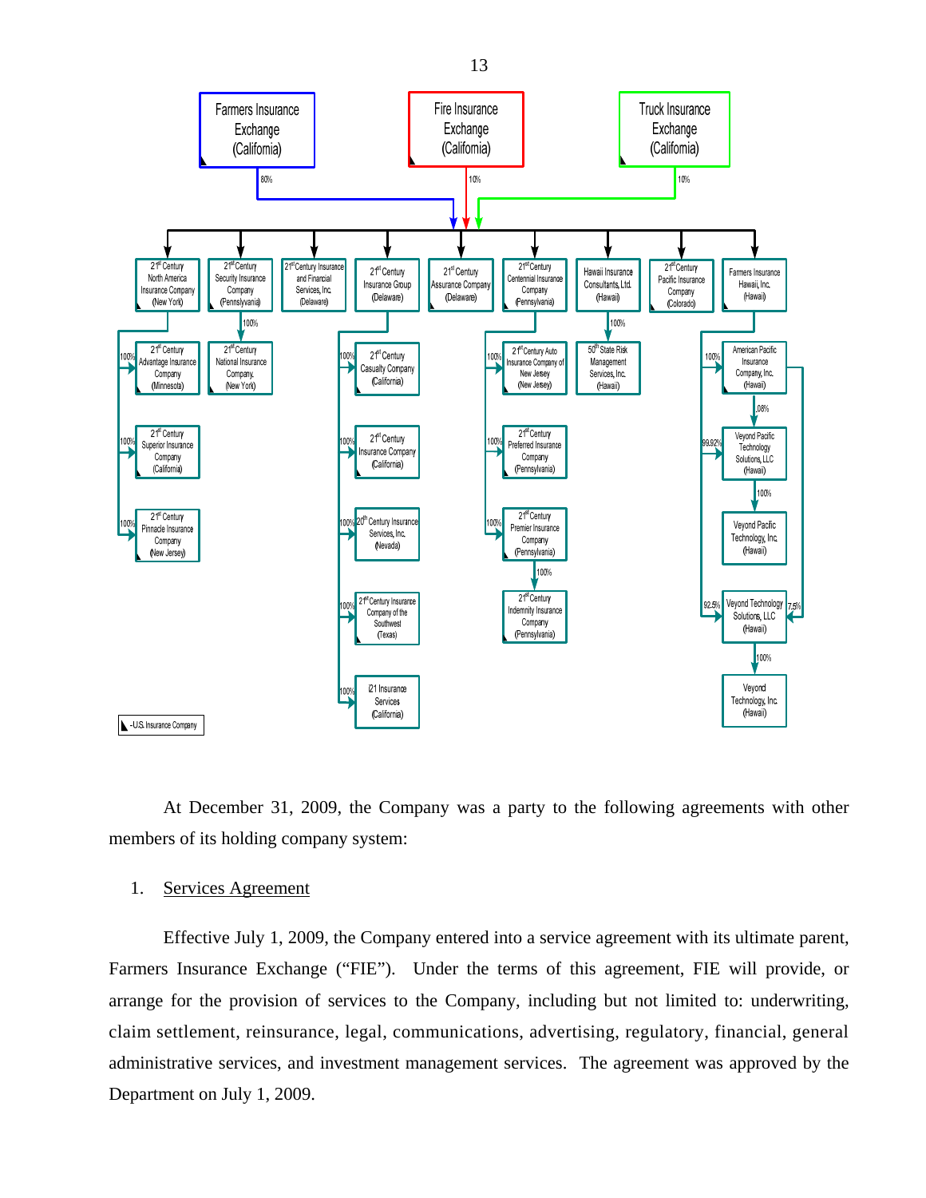**Organizational chart:**

- Farmers Insurance Exchange (California) – 80%
- Fire Insurance Exchange (California) – 10%
- Truck Insurance Exchange (California) – 10%

Jointly own:

- 21st Century North America Insurance Company (New York)
  - 100% – 21st Century Advantage Insurance Company (Minnesota)
  - 100% – 21st Century Superior Insurance Company (California)
  - 100% – 21st Century Pinnacle Insurance Company (New Jersey)
- 21st Century Security Insurance Company (Pennsylvania)
  - 100% – 21st Century National Insurance Company (New York)
- 21st Century Insurance and Financial Services, Inc. (Delaware)
- 21st Century Insurance Group (Delaware)
  - 100% – 21st Century Casualty Company (California)
  - 100% – 21st Century Insurance Company (California)
  - 100% – 20th Century Insurance Services, Inc. (Nevada)
  - 100% – 21st Century Insurance Company of the Southwest (Texas)
  - 100% – i21 Insurance Services (California)
- 21st Century Assurance Company (Delaware)
- 21st Century Centennial Insurance Company (Pennsylvania)
  - 100% – 21st Century Auto Insurance Company of New Jersey (New Jersey)
  - 100% – 21st Century Preferred Insurance Company (Pennsylvania)
  - 100% – 21st Century Premier Insurance Company (Pennsylvania)
    - 100% – 21st Century Indemnity Insurance Company (Pennsylvania)
- Hawaii Insurance Consultants, Ltd. (Hawaii)
  - 100% – 50th State Risk Management Services, Inc. (Hawaii)
- 21st Century Pacific Insurance Company (Colorado)
- Farmers Insurance Hawaii, Inc. (Hawaii)
  - 100% – American Pacific Insurance Company, Inc. (Hawaii)
    - .08% – Veyond Pacific Technology Solutions, LLC (Hawaii)
    - 7.5% – Veyond Technology Solutions, LLC (Hawaii)
  - 99.92% – Veyond Pacific Technology Solutions, LLC (Hawaii)
    - 100% – Veyond Pacific Technology, Inc. (Hawaii)
  - 92.5% – Veyond Technology Solutions, LLC (Hawaii)
    - 100% – Veyond Technology, Inc. (Hawaii)

◣ - U.S. Insurance Company

At December 31, 2009, the Company was a party to the following agreements with other members of its holding company system:

1. <u>Services Agreement</u>

Effective July 1, 2009, the Company entered into a service agreement with its ultimate parent, Farmers Insurance Exchange ("FIE"). Under the terms of this agreement, FIE will provide, or arrange for the provision of services to the Company, including but not limited to: underwriting, claim settlement, reinsurance, legal, communications, advertising, regulatory, financial, general administrative services, and investment management services. The agreement was approved by the Department on July 1, 2009.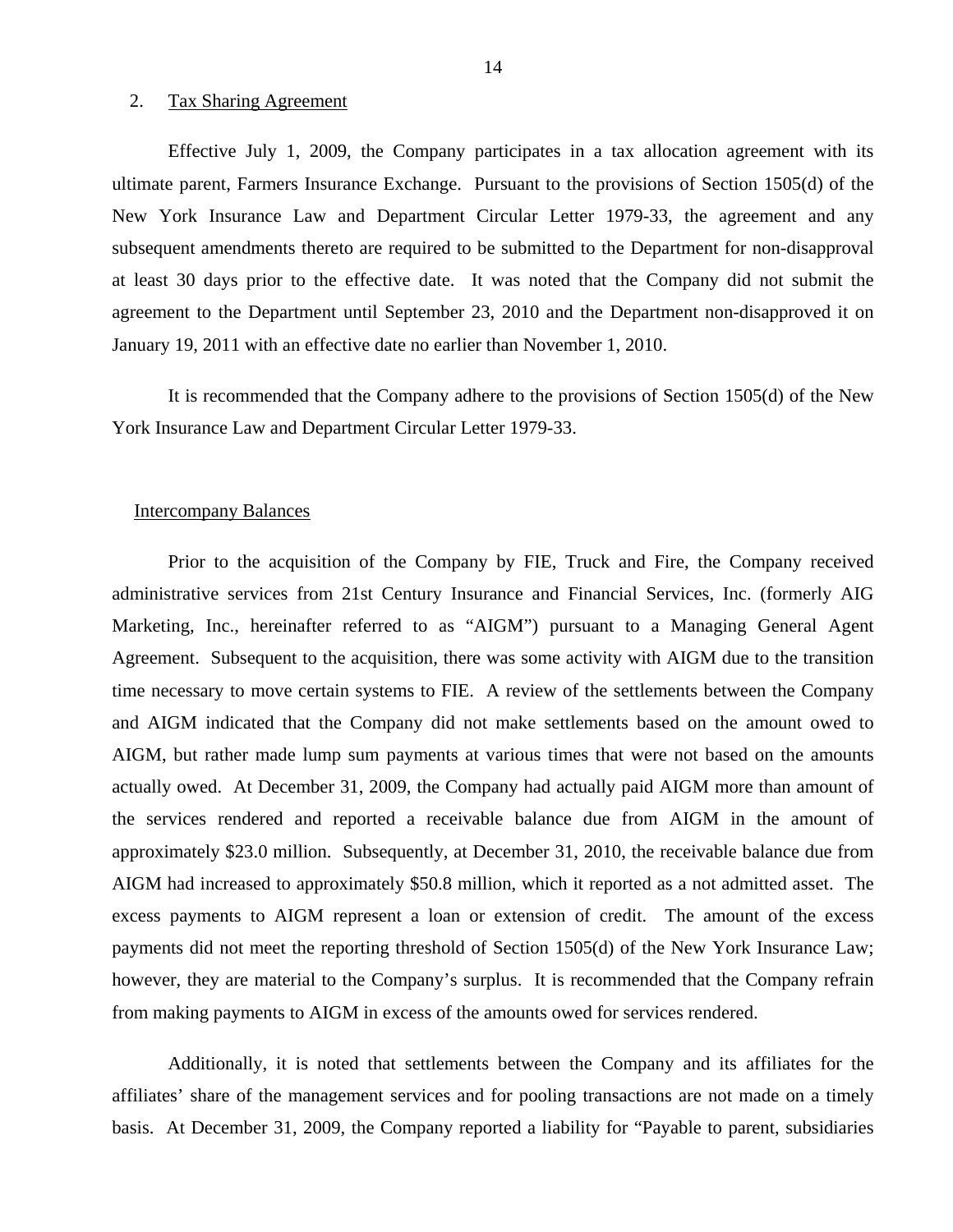2. Tax Sharing Agreement

Effective July 1, 2009, the Company participates in a tax allocation agreement with its ultimate parent, Farmers Insurance Exchange. Pursuant to the provisions of Section 1505(d) of the New York Insurance Law and Department Circular Letter 1979-33, the agreement and any subsequent amendments thereto are required to be submitted to the Department for non-disapproval at least 30 days prior to the effective date. It was noted that the Company did not submit the agreement to the Department until September 23, 2010 and the Department non-disapproved it on January 19, 2011 with an effective date no earlier than November 1, 2010.

It is recommended that the Company adhere to the provisions of Section 1505(d) of the New York Insurance Law and Department Circular Letter 1979-33.

Intercompany Balances

Prior to the acquisition of the Company by FIE, Truck and Fire, the Company received administrative services from 21st Century Insurance and Financial Services, Inc. (formerly AIG Marketing, Inc., hereinafter referred to as "AIGM") pursuant to a Managing General Agent Agreement. Subsequent to the acquisition, there was some activity with AIGM due to the transition time necessary to move certain systems to FIE. A review of the settlements between the Company and AIGM indicated that the Company did not make settlements based on the amount owed to AIGM, but rather made lump sum payments at various times that were not based on the amounts actually owed. At December 31, 2009, the Company had actually paid AIGM more than amount of the services rendered and reported a receivable balance due from AIGM in the amount of approximately $23.0 million. Subsequently, at December 31, 2010, the receivable balance due from AIGM had increased to approximately $50.8 million, which it reported as a not admitted asset. The excess payments to AIGM represent a loan or extension of credit. The amount of the excess payments did not meet the reporting threshold of Section 1505(d) of the New York Insurance Law; however, they are material to the Company's surplus. It is recommended that the Company refrain from making payments to AIGM in excess of the amounts owed for services rendered.

Additionally, it is noted that settlements between the Company and its affiliates for the affiliates' share of the management services and for pooling transactions are not made on a timely basis. At December 31, 2009, the Company reported a liability for "Payable to parent, subsidiaries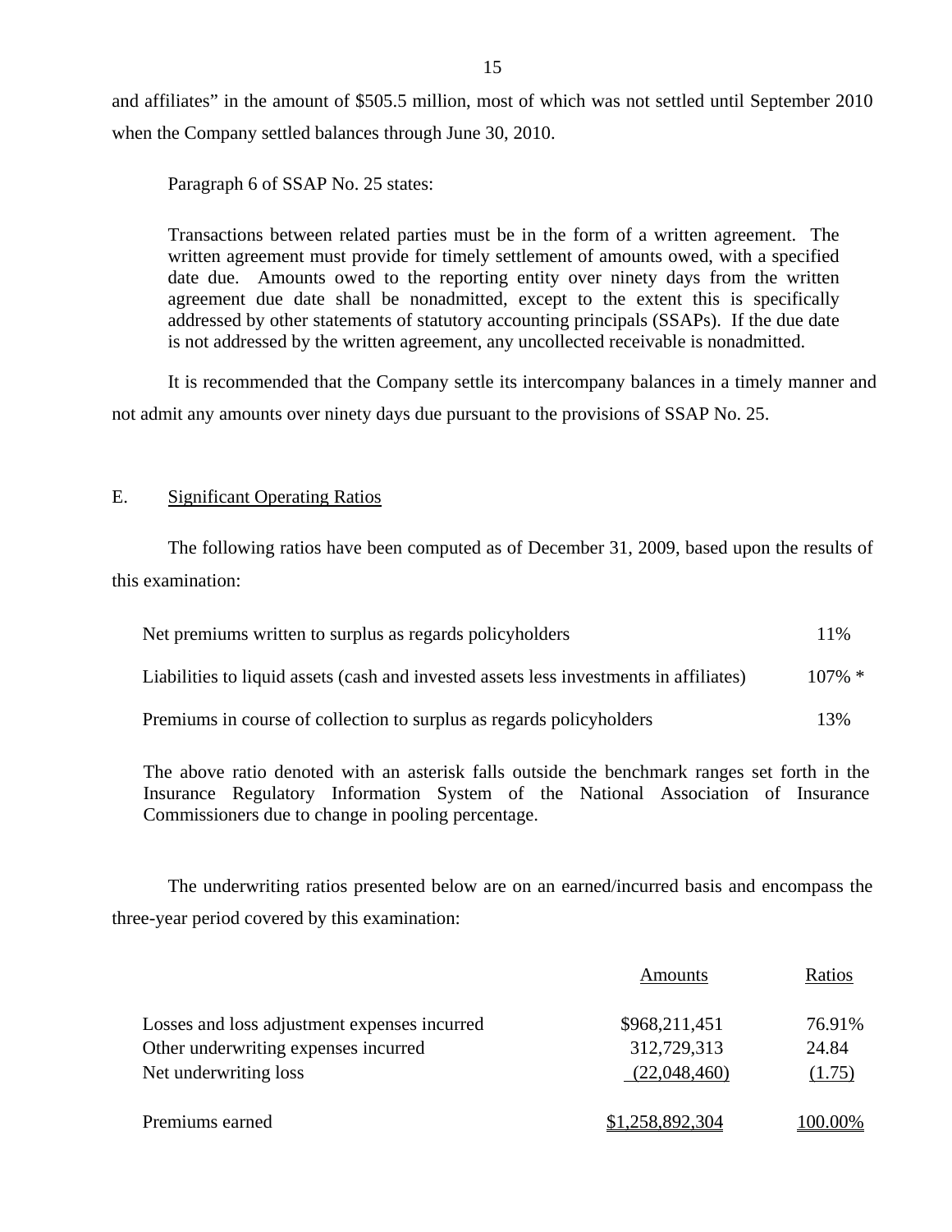and affiliates" in the amount of $505.5 million, most of which was not settled until September 2010 when the Company settled balances through June 30, 2010.

Paragraph 6 of SSAP No. 25 states:

> Transactions between related parties must be in the form of a written agreement. The written agreement must provide for timely settlement of amounts owed, with a specified date due. Amounts owed to the reporting entity over ninety days from the written agreement due date shall be nonadmitted, except to the extent this is specifically addressed by other statements of statutory accounting principals (SSAPs). If the due date is not addressed by the written agreement, any uncollected receivable is nonadmitted.

It is recommended that the Company settle its intercompany balances in a timely manner and not admit any amounts over ninety days due pursuant to the provisions of SSAP No. 25.

## E. Significant Operating Ratios

The following ratios have been computed as of December 31, 2009, based upon the results of this examination:

| | |
|---|---|
| Net premiums written to surplus as regards policyholders | 11% |
| Liabilities to liquid assets (cash and invested assets less investments in affiliates) | 107% * |
| Premiums in course of collection to surplus as regards policyholders | 13% |

The above ratio denoted with an asterisk falls outside the benchmark ranges set forth in the Insurance Regulatory Information System of the National Association of Insurance Commissioners due to change in pooling percentage.

The underwriting ratios presented below are on an earned/incurred basis and encompass the three-year period covered by this examination:

| | Amounts | Ratios |
|---|---|---|
| Losses and loss adjustment expenses incurred | $968,211,451 | 76.91% |
| Other underwriting expenses incurred | 312,729,313 | 24.84 |
| Net underwriting loss | (22,048,460) | (1.75) |
| Premiums earned | $1,258,892,304 | 100.00% |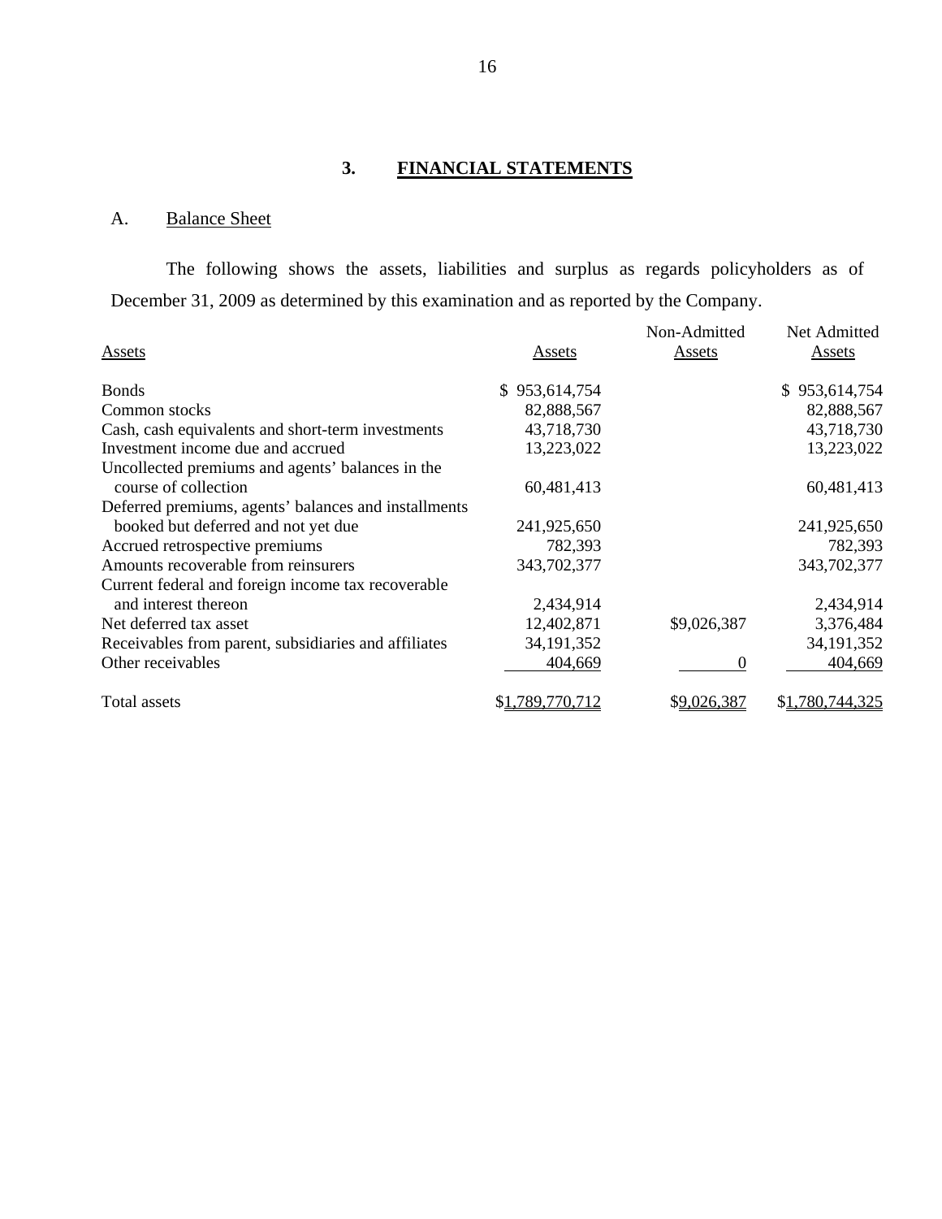# 3. FINANCIAL STATEMENTS

## A. Balance Sheet

The following shows the assets, liabilities and surplus as regards policyholders as of December 31, 2009 as determined by this examination and as reported by the Company.

| Assets | Assets | Non-Admitted Assets | Net Admitted Assets |
|---|---|---|---|
| Bonds | $ 953,614,754 | | $ 953,614,754 |
| Common stocks | 82,888,567 | | 82,888,567 |
| Cash, cash equivalents and short-term investments | 43,718,730 | | 43,718,730 |
| Investment income due and accrued | 13,223,022 | | 13,223,022 |
| Uncollected premiums and agents' balances in the course of collection | 60,481,413 | | 60,481,413 |
| Deferred premiums, agents' balances and installments booked but deferred and not yet due | 241,925,650 | | 241,925,650 |
| Accrued retrospective premiums | 782,393 | | 782,393 |
| Amounts recoverable from reinsurers | 343,702,377 | | 343,702,377 |
| Current federal and foreign income tax recoverable and interest thereon | 2,434,914 | | 2,434,914 |
| Net deferred tax asset | 12,402,871 | $9,026,387 | 3,376,484 |
| Receivables from parent, subsidiaries and affiliates | 34,191,352 | | 34,191,352 |
| Other receivables | 404,669 | 0 | 404,669 |
| Total assets | $1,789,770,712 | $9,026,387 | $1,780,744,325 |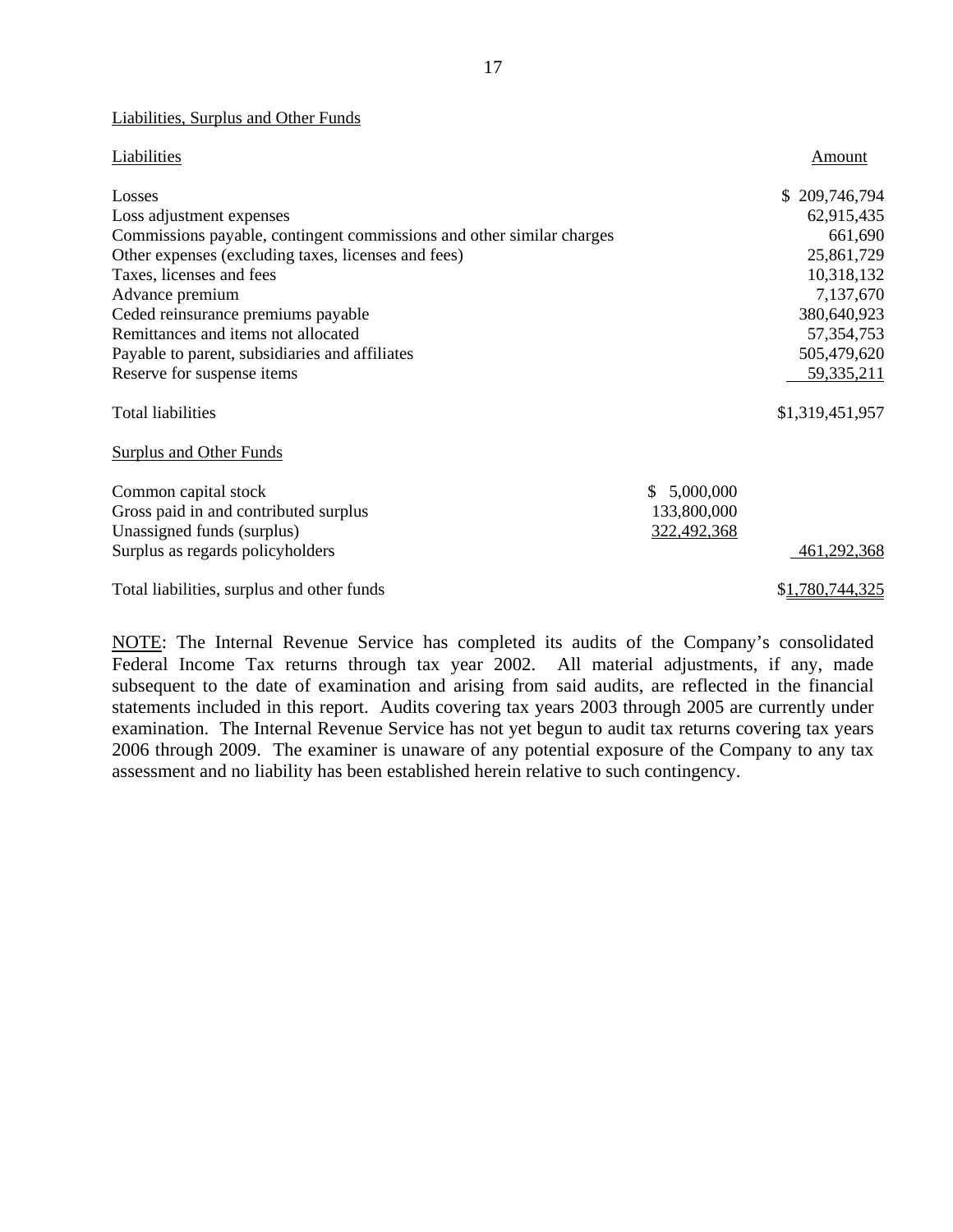Liabilities, Surplus and Other Funds

| Liabilities | | Amount |
|---|---|---|
| Losses | | $ 209,746,794 |
| Loss adjustment expenses | | 62,915,435 |
| Commissions payable, contingent commissions and other similar charges | | 661,690 |
| Other expenses (excluding taxes, licenses and fees) | | 25,861,729 |
| Taxes, licenses and fees | | 10,318,132 |
| Advance premium | | 7,137,670 |
| Ceded reinsurance premiums payable | | 380,640,923 |
| Remittances and items not allocated | | 57,354,753 |
| Payable to parent, subsidiaries and affiliates | | 505,479,620 |
| Reserve for suspense items | | 59,335,211 |
| Total liabilities | | $1,319,451,957 |
| Surplus and Other Funds | | |
| Common capital stock | $ 5,000,000 | |
| Gross paid in and contributed surplus | 133,800,000 | |
| Unassigned funds (surplus) | 322,492,368 | |
| Surplus as regards policyholders | | 461,292,368 |
| Total liabilities, surplus and other funds | | $1,780,744,325 |

NOTE: The Internal Revenue Service has completed its audits of the Company's consolidated Federal Income Tax returns through tax year 2002. All material adjustments, if any, made subsequent to the date of examination and arising from said audits, are reflected in the financial statements included in this report. Audits covering tax years 2003 through 2005 are currently under examination. The Internal Revenue Service has not yet begun to audit tax returns covering tax years 2006 through 2009. The examiner is unaware of any potential exposure of the Company to any tax assessment and no liability has been established herein relative to such contingency.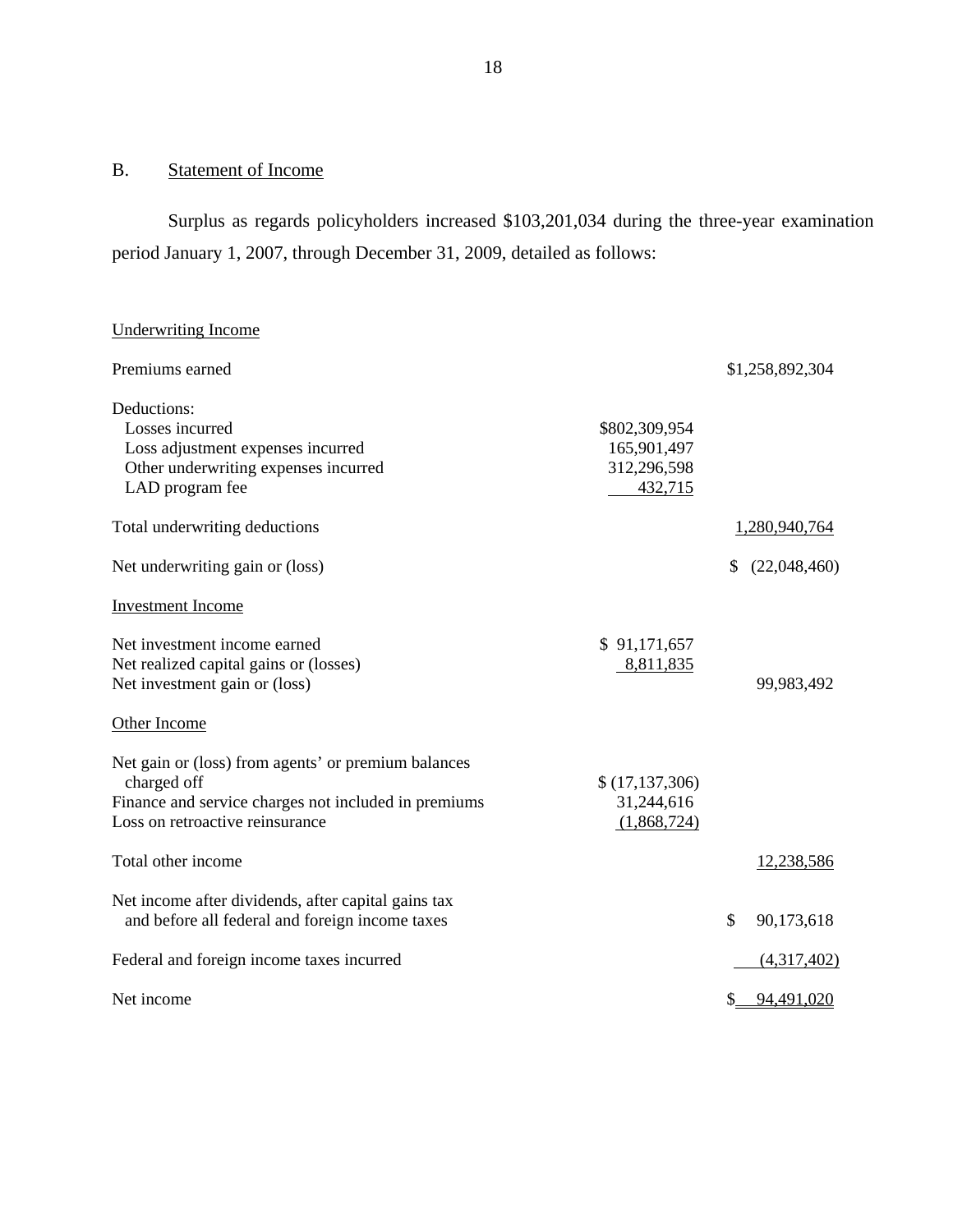## B. Statement of Income

Surplus as regards policyholders increased $103,201,034 during the three-year examination period January 1, 2007, through December 31, 2009, detailed as follows:

| | | |
|---|---|---|
| **Underwriting Income** | | |
| Premiums earned | | $1,258,892,304 |
| Deductions: | | |
| Losses incurred | $802,309,954 | |
| Loss adjustment expenses incurred | 165,901,497 | |
| Other underwriting expenses incurred | 312,296,598 | |
| LAD program fee | 432,715 | |
| Total underwriting deductions | | 1,280,940,764 |
| Net underwriting gain or (loss) | | $ (22,048,460) |
| **Investment Income** | | |
| Net investment income earned | $ 91,171,657 | |
| Net realized capital gains or (losses) | 8,811,835 | |
| Net investment gain or (loss) | | 99,983,492 |
| **Other Income** | | |
| Net gain or (loss) from agents' or premium balances charged off | $ (17,137,306) | |
| Finance and service charges not included in premiums | 31,244,616 | |
| Loss on retroactive reinsurance | (1,868,724) | |
| Total other income | | 12,238,586 |
| Net income after dividends, after capital gains tax and before all federal and foreign income taxes | | $ 90,173,618 |
| Federal and foreign income taxes incurred | | (4,317,402) |
| Net income | | $ 94,491,020 |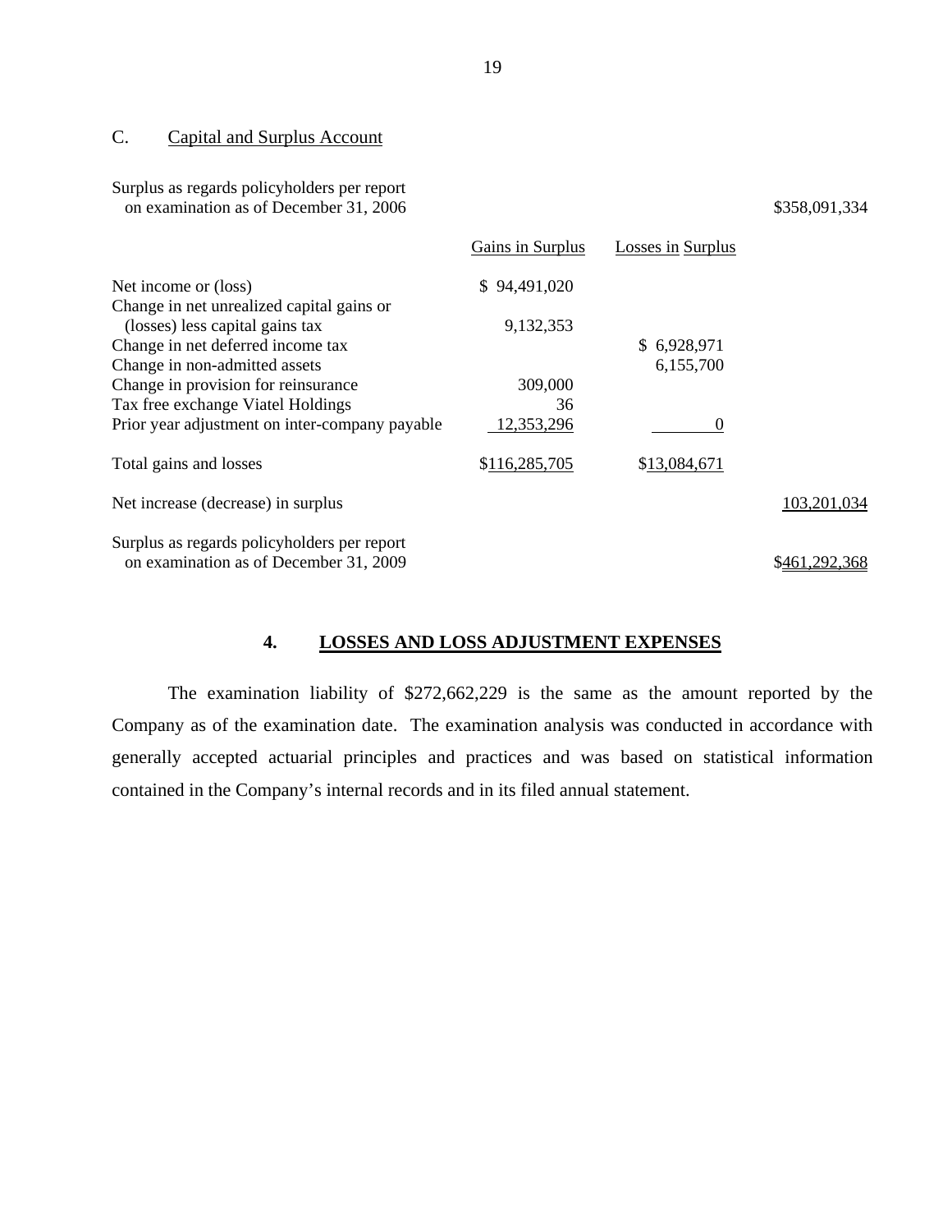## C. Capital and Surplus Account

| | Gains in Surplus | Losses in Surplus | |
|---|---|---|---|
| Surplus as regards policyholders per report on examination as of December 31, 2006 | | | $358,091,334 |
| Net income or (loss) | $ 94,491,020 | | |
| Change in net unrealized capital gains or (losses) less capital gains tax | 9,132,353 | | |
| Change in net deferred income tax | | $ 6,928,971 | |
| Change in non-admitted assets | | 6,155,700 | |
| Change in provision for reinsurance | 309,000 | | |
| Tax free exchange Viatel Holdings | 36 | | |
| Prior year adjustment on inter-company payable | 12,353,296 | 0 | |
| Total gains and losses | $116,285,705 | $13,084,671 | |
| Net increase (decrease) in surplus | | | 103,201,034 |
| Surplus as regards policyholders per report on examination as of December 31, 2009 | | | $461,292,368 |

## 4. LOSSES AND LOSS ADJUSTMENT EXPENSES

The examination liability of $272,662,229 is the same as the amount reported by the Company as of the examination date. The examination analysis was conducted in accordance with generally accepted actuarial principles and practices and was based on statistical information contained in the Company's internal records and in its filed annual statement.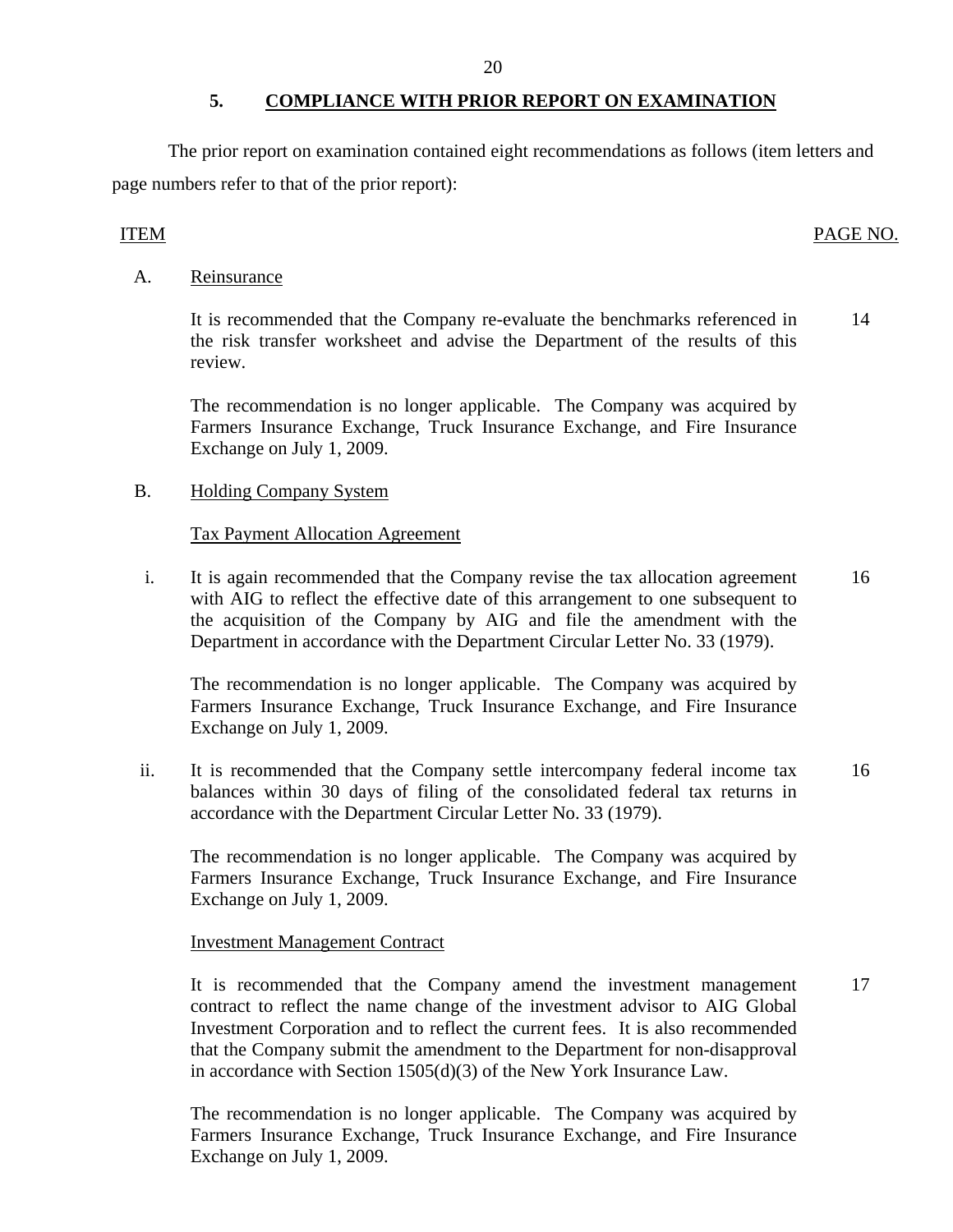## 5. COMPLIANCE WITH PRIOR REPORT ON EXAMINATION

The prior report on examination contained eight recommendations as follows (item letters and page numbers refer to that of the prior report):

| ITEM | | PAGE NO. |
|---|---|---|
| A. | Reinsurance | |
| | It is recommended that the Company re-evaluate the benchmarks referenced in the risk transfer worksheet and advise the Department of the results of this review. | 14 |
| | The recommendation is no longer applicable. The Company was acquired by Farmers Insurance Exchange, Truck Insurance Exchange, and Fire Insurance Exchange on July 1, 2009. | |
| B. | Holding Company System | |
| | Tax Payment Allocation Agreement | |
| i. | It is again recommended that the Company revise the tax allocation agreement with AIG to reflect the effective date of this arrangement to one subsequent to the acquisition of the Company by AIG and file the amendment with the Department in accordance with the Department Circular Letter No. 33 (1979). | 16 |
| | The recommendation is no longer applicable. The Company was acquired by Farmers Insurance Exchange, Truck Insurance Exchange, and Fire Insurance Exchange on July 1, 2009. | |
| ii. | It is recommended that the Company settle intercompany federal income tax balances within 30 days of filing of the consolidated federal tax returns in accordance with the Department Circular Letter No. 33 (1979). | 16 |
| | The recommendation is no longer applicable. The Company was acquired by Farmers Insurance Exchange, Truck Insurance Exchange, and Fire Insurance Exchange on July 1, 2009. | |
| | Investment Management Contract | |
| | It is recommended that the Company amend the investment management contract to reflect the name change of the investment advisor to AIG Global Investment Corporation and to reflect the current fees. It is also recommended that the Company submit the amendment to the Department for non-disapproval in accordance with Section 1505(d)(3) of the New York Insurance Law. | 17 |
| | The recommendation is no longer applicable. The Company was acquired by Farmers Insurance Exchange, Truck Insurance Exchange, and Fire Insurance Exchange on July 1, 2009. | |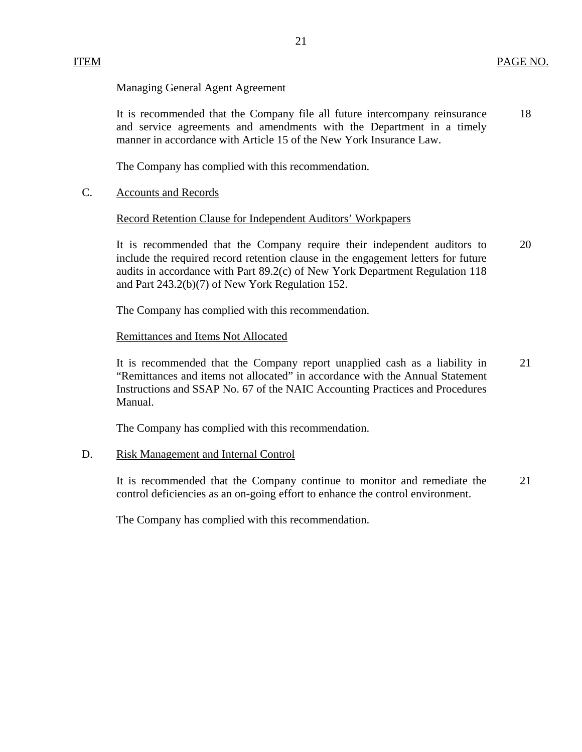| ITEM | | PAGE NO. |
|---|---|---|
| | Managing General Agent Agreement | |
| | It is recommended that the Company file all future intercompany reinsurance and service agreements and amendments with the Department in a timely manner in accordance with Article 15 of the New York Insurance Law. | 18 |
| | The Company has complied with this recommendation. | |
| C. | Accounts and Records | |
| | Record Retention Clause for Independent Auditors' Workpapers | |
| | It is recommended that the Company require their independent auditors to include the required record retention clause in the engagement letters for future audits in accordance with Part 89.2(c) of New York Department Regulation 118 and Part 243.2(b)(7) of New York Regulation 152. | 20 |
| | The Company has complied with this recommendation. | |
| | Remittances and Items Not Allocated | |
| | It is recommended that the Company report unapplied cash as a liability in "Remittances and items not allocated" in accordance with the Annual Statement Instructions and SSAP No. 67 of the NAIC Accounting Practices and Procedures Manual. | 21 |
| | The Company has complied with this recommendation. | |
| D. | Risk Management and Internal Control | |
| | It is recommended that the Company continue to monitor and remediate the control deficiencies as an on-going effort to enhance the control environment. | 21 |
| | The Company has complied with this recommendation. | |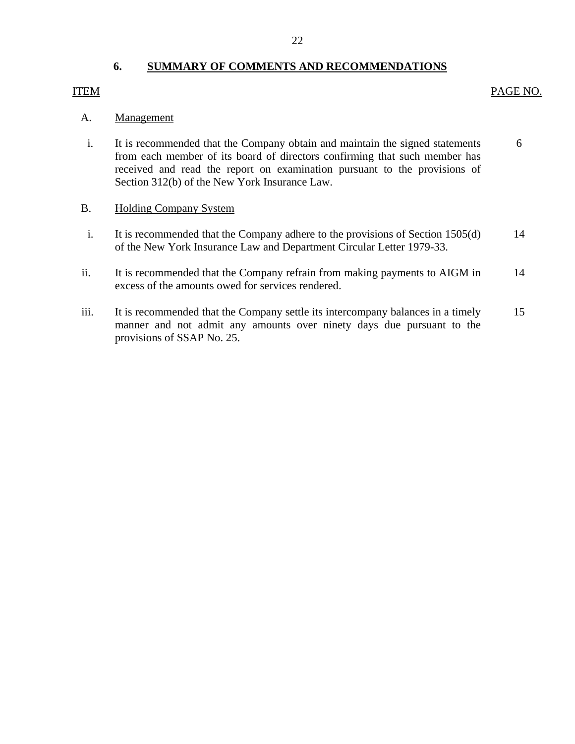## 6. SUMMARY OF COMMENTS AND RECOMMENDATIONS

| ITEM | | PAGE NO. |
|---|---|---|
| A. | Management | |
| i. | It is recommended that the Company obtain and maintain the signed statements from each member of its board of directors confirming that such member has received and read the report on examination pursuant to the provisions of Section 312(b) of the New York Insurance Law. | 6 |
| B. | Holding Company System | |
| i. | It is recommended that the Company adhere to the provisions of Section 1505(d) of the New York Insurance Law and Department Circular Letter 1979-33. | 14 |
| ii. | It is recommended that the Company refrain from making payments to AIGM in excess of the amounts owed for services rendered. | 14 |
| iii. | It is recommended that the Company settle its intercompany balances in a timely manner and not admit any amounts over ninety days due pursuant to the provisions of SSAP No. 25. | 15 |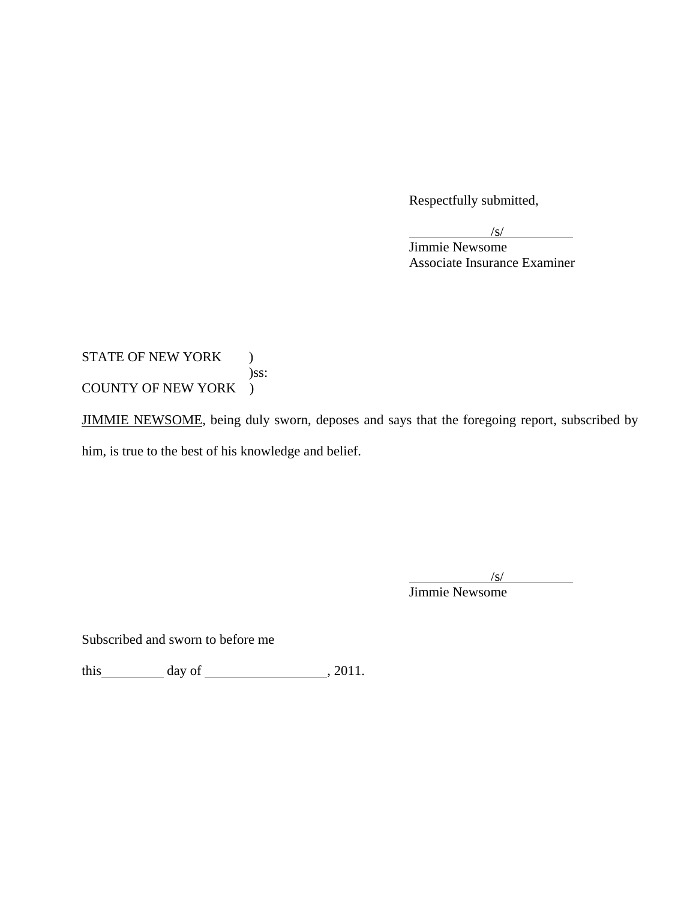Respectfully submitted,

/s/

Jimmie Newsome
Associate Insurance Examiner

STATE OF NEW YORK )
)ss:
COUNTY OF NEW YORK )

JIMMIE NEWSOME, being duly sworn, deposes and says that the foregoing report, subscribed by him, is true to the best of his knowledge and belief.

/s/

Jimmie Newsome

Subscribed and sworn to before me

this \_\_\_\_\_\_\_\_\_ day of \_\_\_\_\_\_\_\_\_\_\_\_\_\_\_\_\_\_, 2011.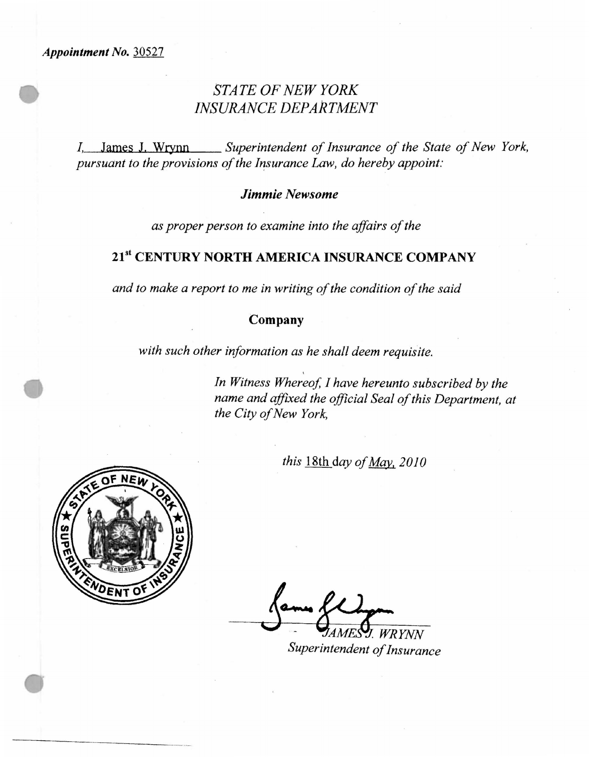*Appointment No.* 30527

## *STATE OF NEW YORK*
## *INSURANCE DEPARTMENT*

*I,* James J. Wrynn *Superintendent of Insurance of the State of New York, pursuant to the provisions of the Insurance Law, do hereby appoint:*

***Jimmie Newsome***

*as proper person to examine into the affairs of the*

**21st CENTURY NORTH AMERICA INSURANCE COMPANY**

*and to make a report to me in writing of the condition of the said*

**Company**

*with such other information as he shall deem requisite.*

*In Witness Whereof, I have hereunto subscribed by the name and affixed the official Seal of this Department, at the City of New York,*

*this* 18th *day of* May, *2010*

STATE OF NEW YORK SUPERINTENDENT OF INSURANCE EXCELSIOR

*JAMES J. WRYNN*
*Superintendent of Insurance*